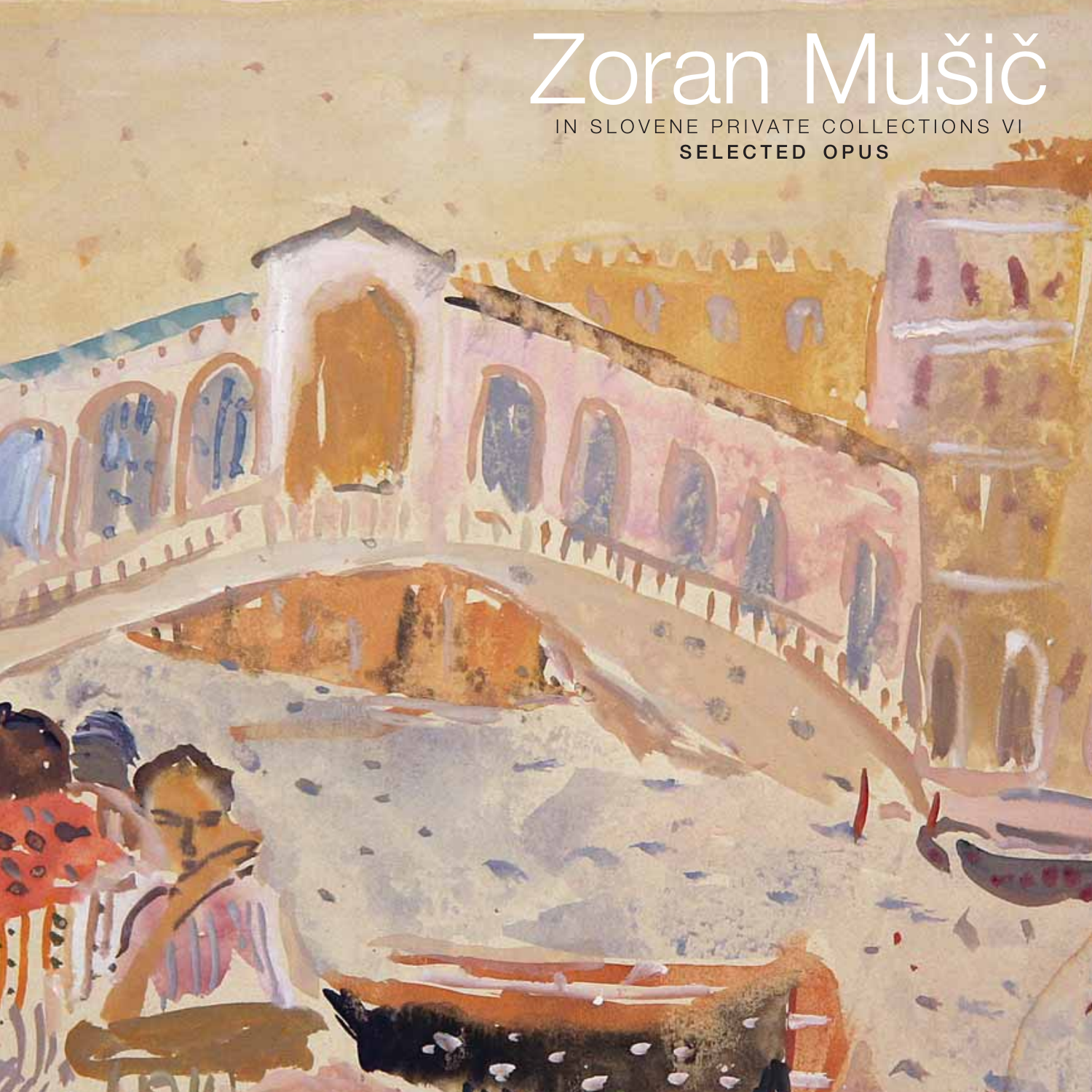# Zoran Mušič

IN SLOVENE PRIVATE COLLECTIONS VI

**SELECTED OPUS**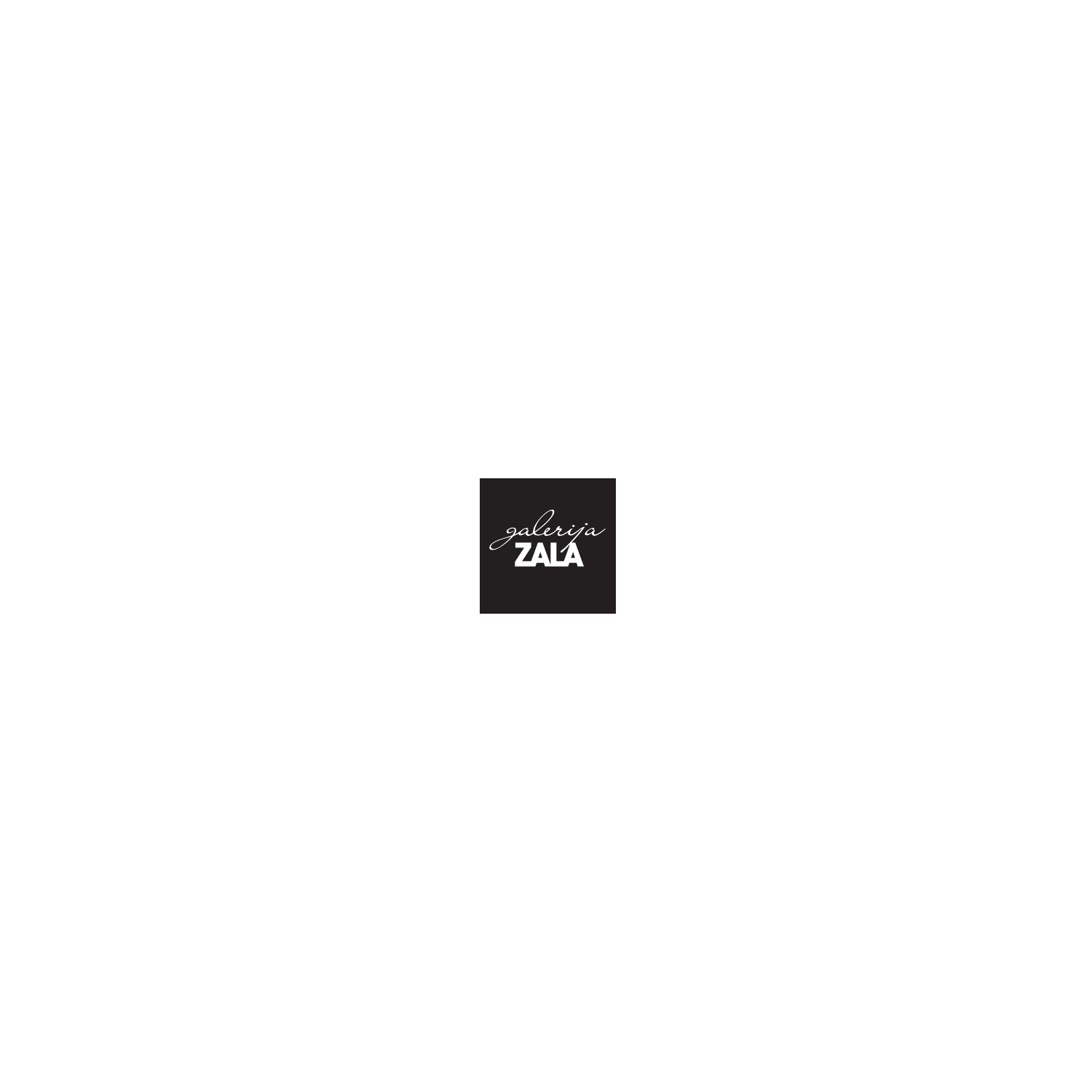galerija
ZALA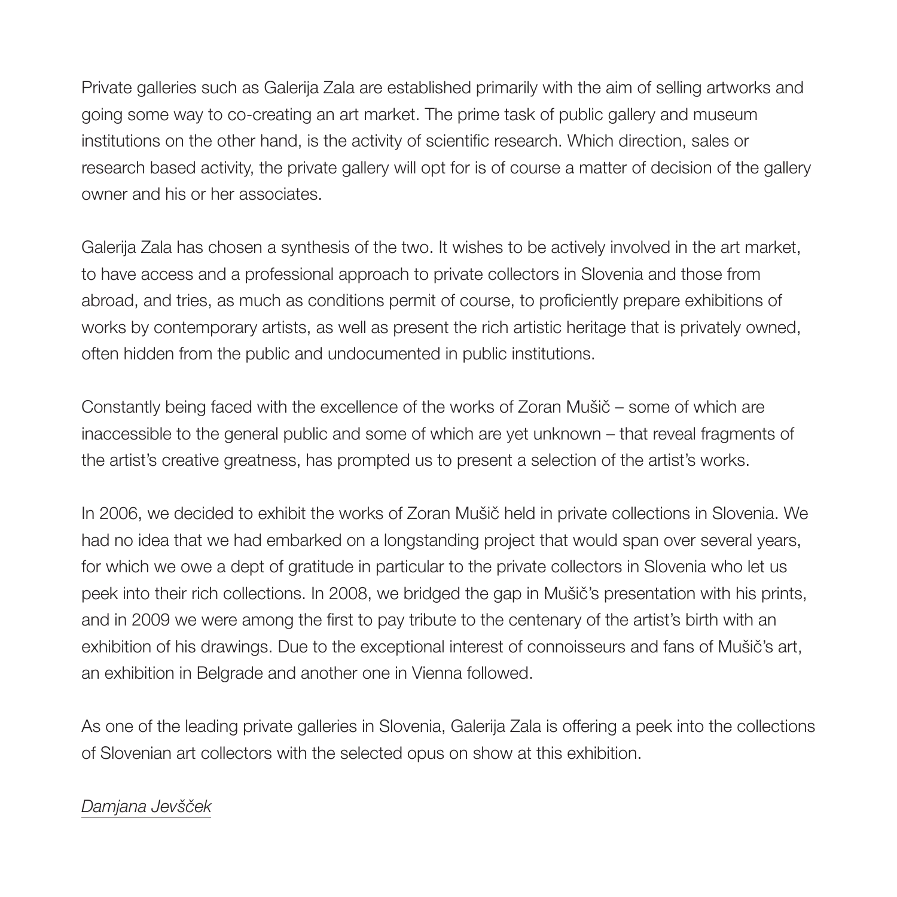Private galleries such as Galerija Zala are established primarily with the aim of selling artworks and going some way to co-creating an art market. The prime task of public gallery and museum institutions on the other hand, is the activity of scientific research. Which direction, sales or research based activity, the private gallery will opt for is of course a matter of decision of the gallery owner and his or her associates.

Galerija Zala has chosen a synthesis of the two. It wishes to be actively involved in the art market, to have access and a professional approach to private collectors in Slovenia and those from abroad, and tries, as much as conditions permit of course, to proficiently prepare exhibitions of works by contemporary artists, as well as present the rich artistic heritage that is privately owned, often hidden from the public and undocumented in public institutions.

Constantly being faced with the excellence of the works of Zoran Mušič – some of which are inaccessible to the general public and some of which are yet unknown – that reveal fragments of the artist's creative greatness, has prompted us to present a selection of the artist's works.

In 2006, we decided to exhibit the works of Zoran Mušič held in private collections in Slovenia. We had no idea that we had embarked on a longstanding project that would span over several years, for which we owe a dept of gratitude in particular to the private collectors in Slovenia who let us peek into their rich collections. In 2008, we bridged the gap in Mušič's presentation with his prints, and in 2009 we were among the first to pay tribute to the centenary of the artist's birth with an exhibition of his drawings. Due to the exceptional interest of connoisseurs and fans of Mušič's art, an exhibition in Belgrade and another one in Vienna followed.

As one of the leading private galleries in Slovenia, Galerija Zala is offering a peek into the collections of Slovenian art collectors with the selected opus on show at this exhibition.

*Damjana Jevšček*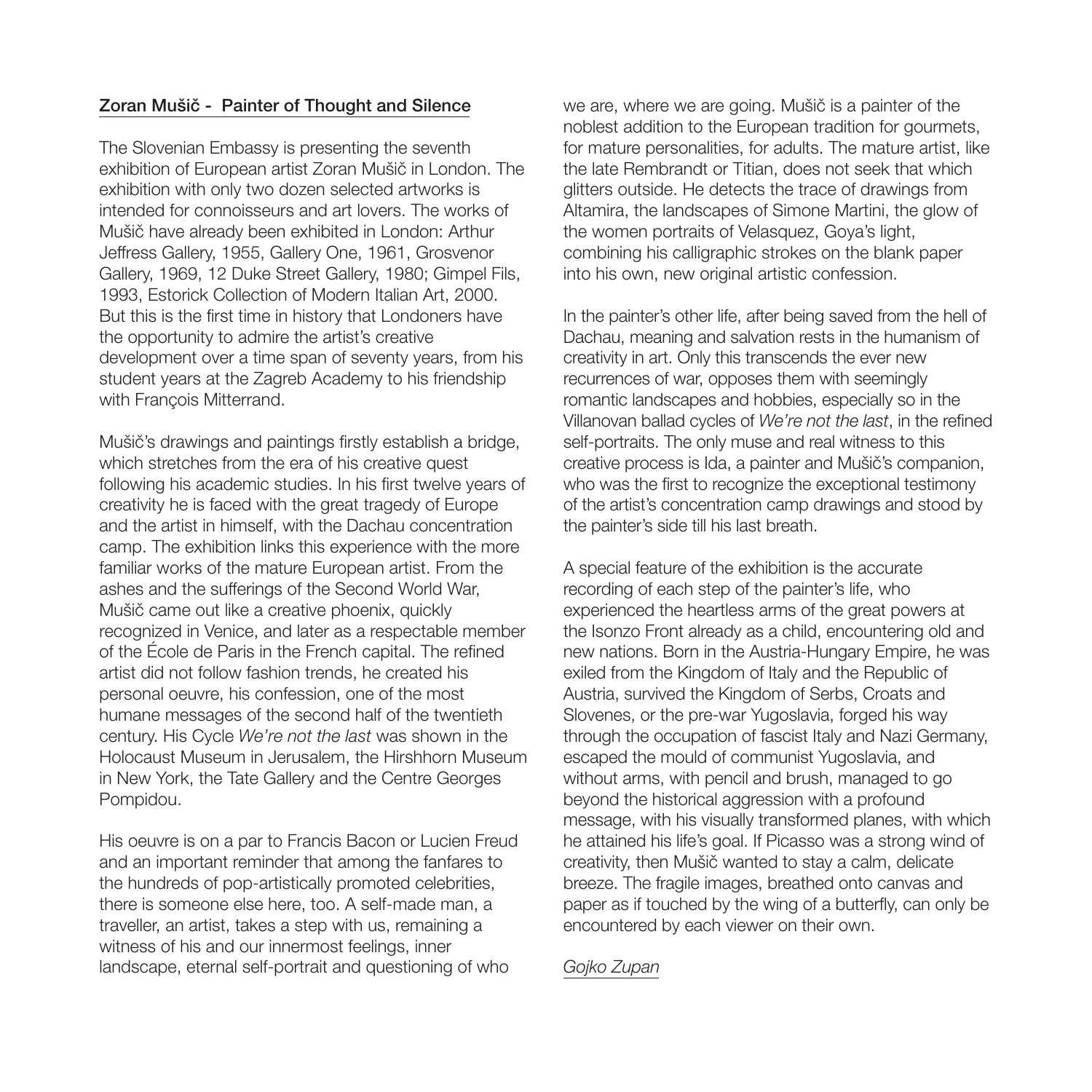## Zoran Mušič - Painter of Thought and Silence

The Slovenian Embassy is presenting the seventh exhibition of European artist Zoran Mušič in London. The exhibition with only two dozen selected artworks is intended for connoisseurs and art lovers. The works of Mušič have already been exhibited in London: Arthur Jeffress Gallery, 1955, Gallery One, 1961, Grosvenor Gallery, 1969, 12 Duke Street Gallery, 1980; Gimpel Fils, 1993, Estorick Collection of Modern Italian Art, 2000. But this is the first time in history that Londoners have the opportunity to admire the artist's creative development over a time span of seventy years, from his student years at the Zagreb Academy to his friendship with François Mitterrand.

Mušič's drawings and paintings firstly establish a bridge, which stretches from the era of his creative quest following his academic studies. In his first twelve years of creativity he is faced with the great tragedy of Europe and the artist in himself, with the Dachau concentration camp. The exhibition links this experience with the more familiar works of the mature European artist. From the ashes and the sufferings of the Second World War, Mušič came out like a creative phoenix, quickly recognized in Venice, and later as a respectable member of the École de Paris in the French capital. The refined artist did not follow fashion trends, he created his personal oeuvre, his confession, one of the most humane messages of the second half of the twentieth century. His Cycle *We're not the last* was shown in the Holocaust Museum in Jerusalem, the Hirshhorn Museum in New York, the Tate Gallery and the Centre Georges Pompidou.

His oeuvre is on a par to Francis Bacon or Lucien Freud and an important reminder that among the fanfares to the hundreds of pop-artistically promoted celebrities, there is someone else here, too. A self-made man, a traveller, an artist, takes a step with us, remaining a witness of his and our innermost feelings, inner landscape, eternal self-portrait and questioning of who we are, where we are going. Mušič is a painter of the noblest addition to the European tradition for gourmets, for mature personalities, for adults. The mature artist, like the late Rembrandt or Titian, does not seek that which glitters outside. He detects the trace of drawings from Altamira, the landscapes of Simone Martini, the glow of the women portraits of Velasquez, Goya's light, combining his calligraphic strokes on the blank paper into his own, new original artistic confession.

In the painter's other life, after being saved from the hell of Dachau, meaning and salvation rests in the humanism of creativity in art. Only this transcends the ever new recurrences of war, opposes them with seemingly romantic landscapes and hobbies, especially so in the Villanovan ballad cycles of *We're not the last*, in the refined self-portraits. The only muse and real witness to this creative process is Ida, a painter and Mušič's companion, who was the first to recognize the exceptional testimony of the artist's concentration camp drawings and stood by the painter's side till his last breath.

A special feature of the exhibition is the accurate recording of each step of the painter's life, who experienced the heartless arms of the great powers at the Isonzo Front already as a child, encountering old and new nations. Born in the Austria-Hungary Empire, he was exiled from the Kingdom of Italy and the Republic of Austria, survived the Kingdom of Serbs, Croats and Slovenes, or the pre-war Yugoslavia, forged his way through the occupation of fascist Italy and Nazi Germany, escaped the mould of communist Yugoslavia, and without arms, with pencil and brush, managed to go beyond the historical aggression with a profound message, with his visually transformed planes, with which he attained his life's goal. If Picasso was a strong wind of creativity, then Mušič wanted to stay a calm, delicate breeze. The fragile images, breathed onto canvas and paper as if touched by the wing of a butterfly, can only be encountered by each viewer on their own.

*Gojko Zupan*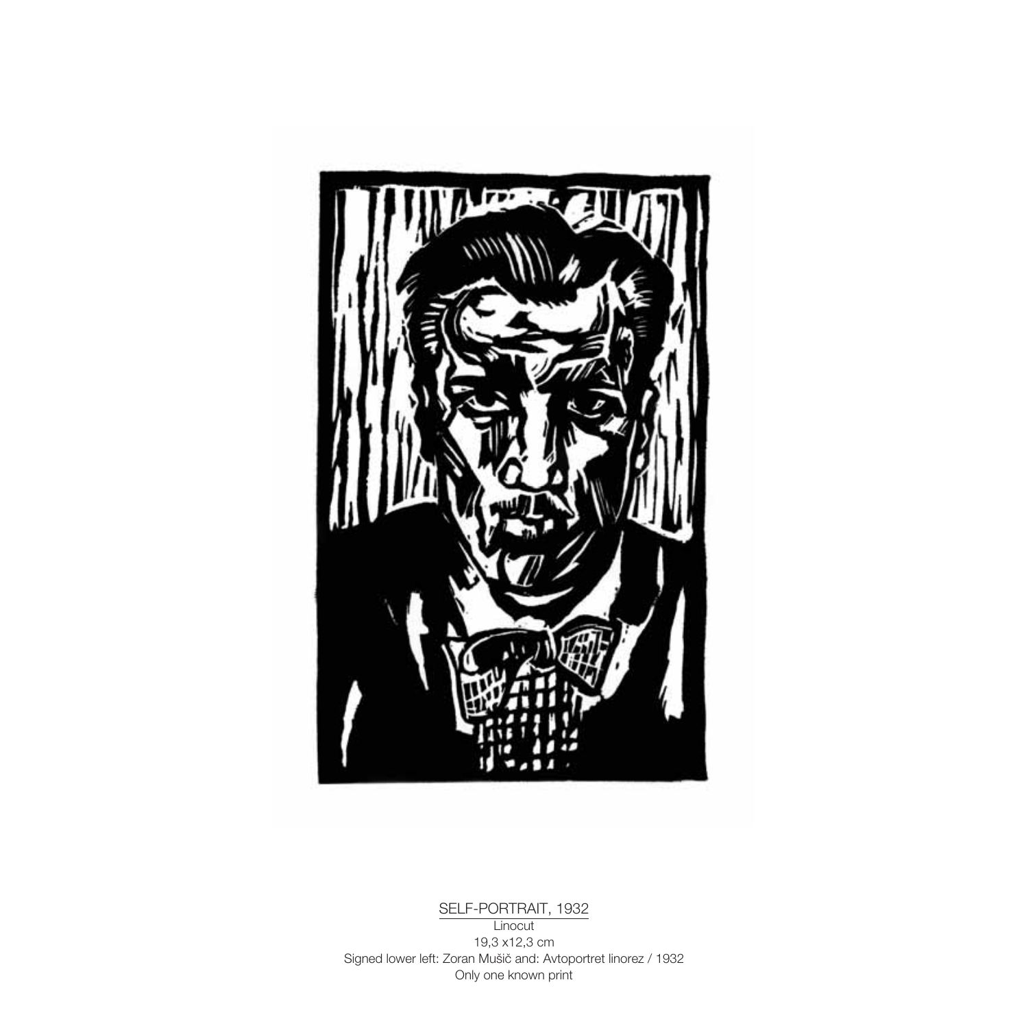SELF-PORTRAIT, 1932

Linocut

19,3 x12,3 cm

Signed lower left: Zoran Mušič and: Avtoportret linorez / 1932

Only one known print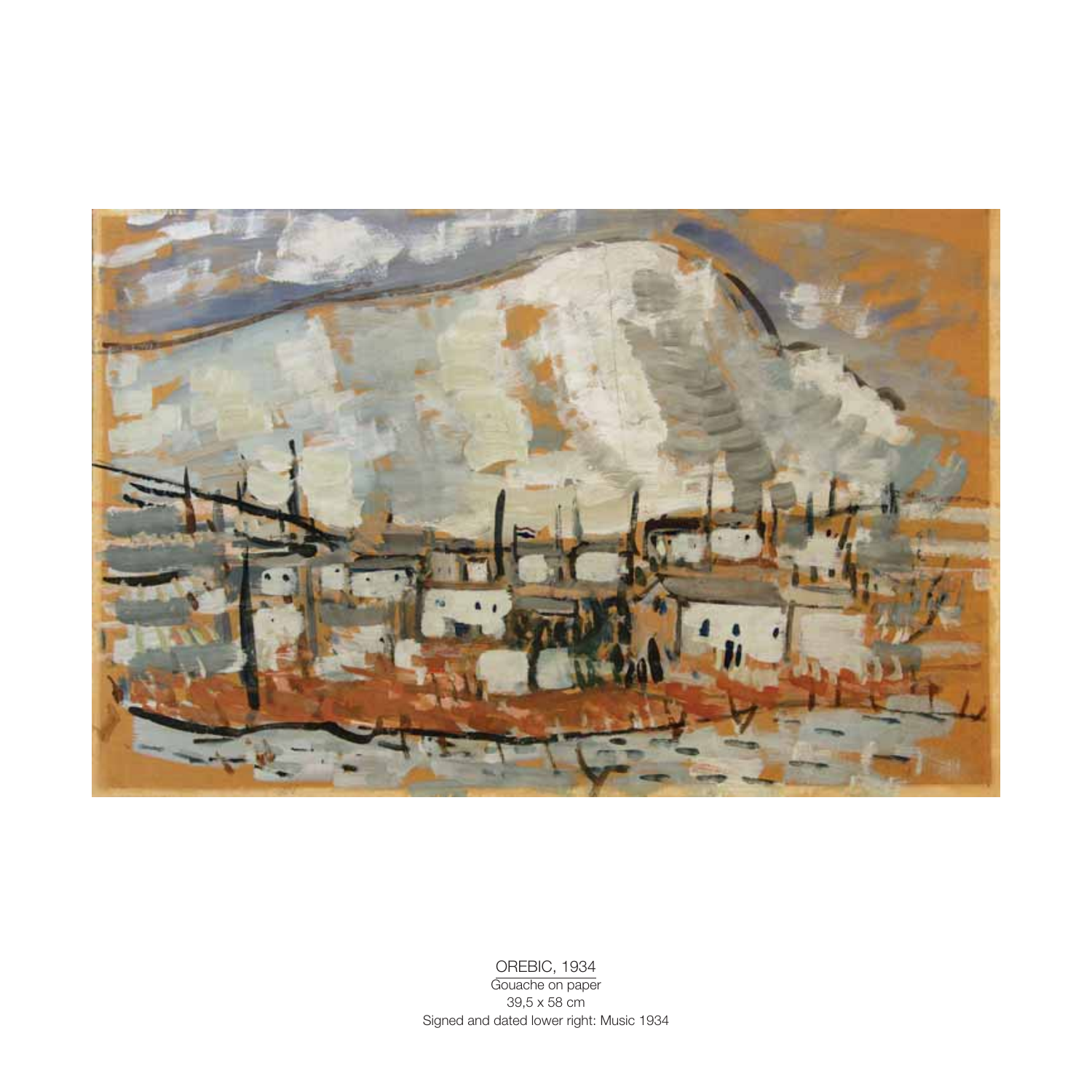OREBIC, 1934
Gouache on paper
39,5 x 58 cm
Signed and dated lower right: Music 1934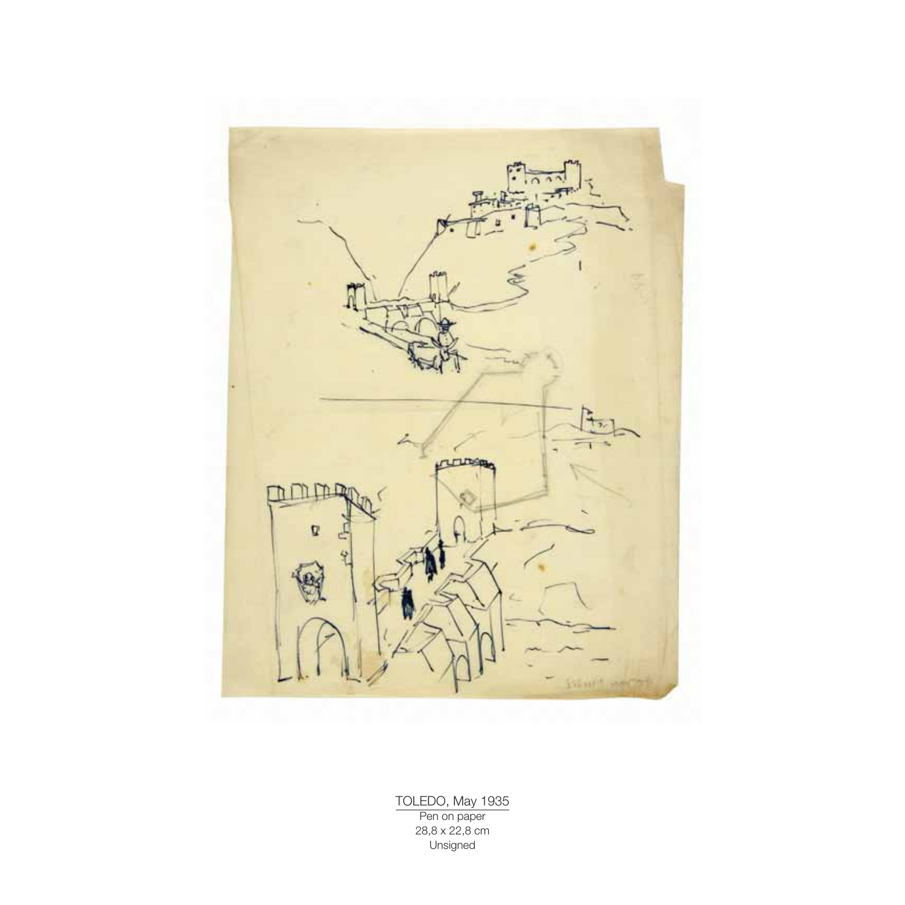TOLEDO, May 1935

Pen on paper

28,8 x 22,8 cm

Unsigned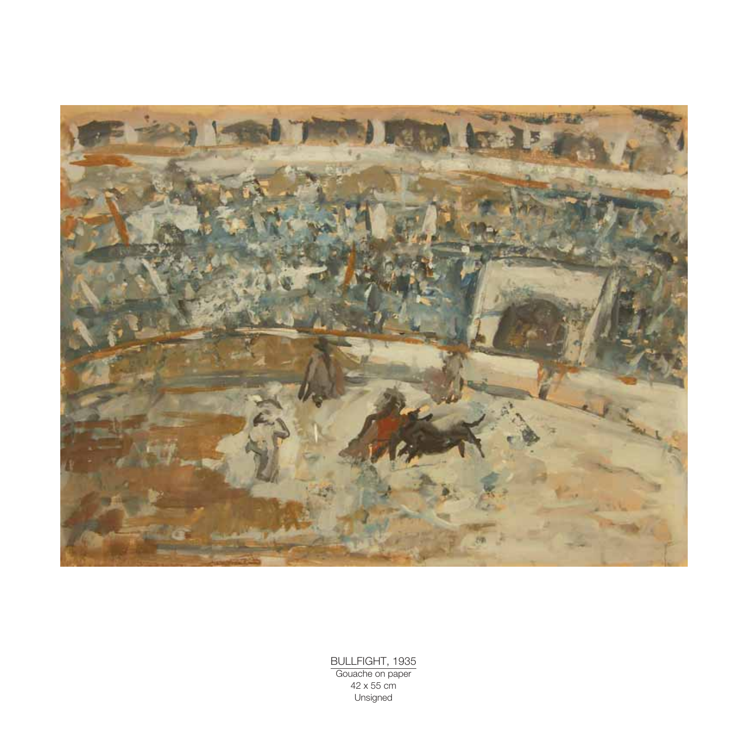BULLFIGHT, 1935

Gouache on paper

42 x 55 cm

Unsigned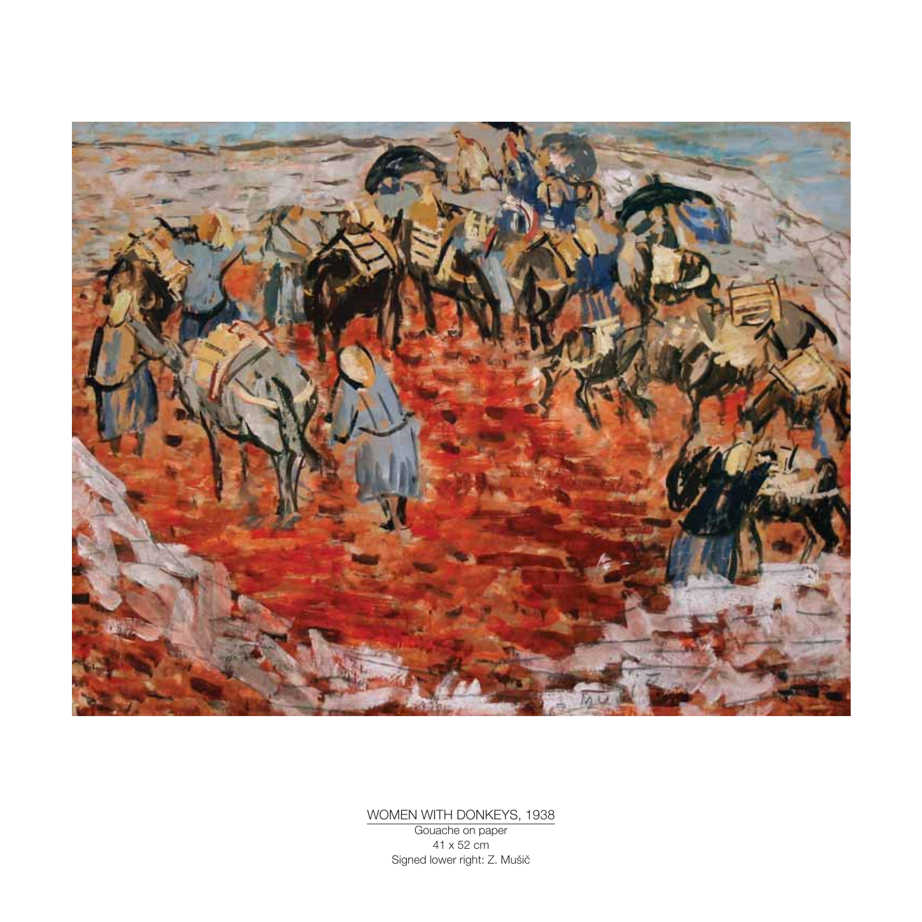WOMEN WITH DONKEYS, 1938

Gouache on paper

41 x 52 cm

Signed lower right: Z. Mušič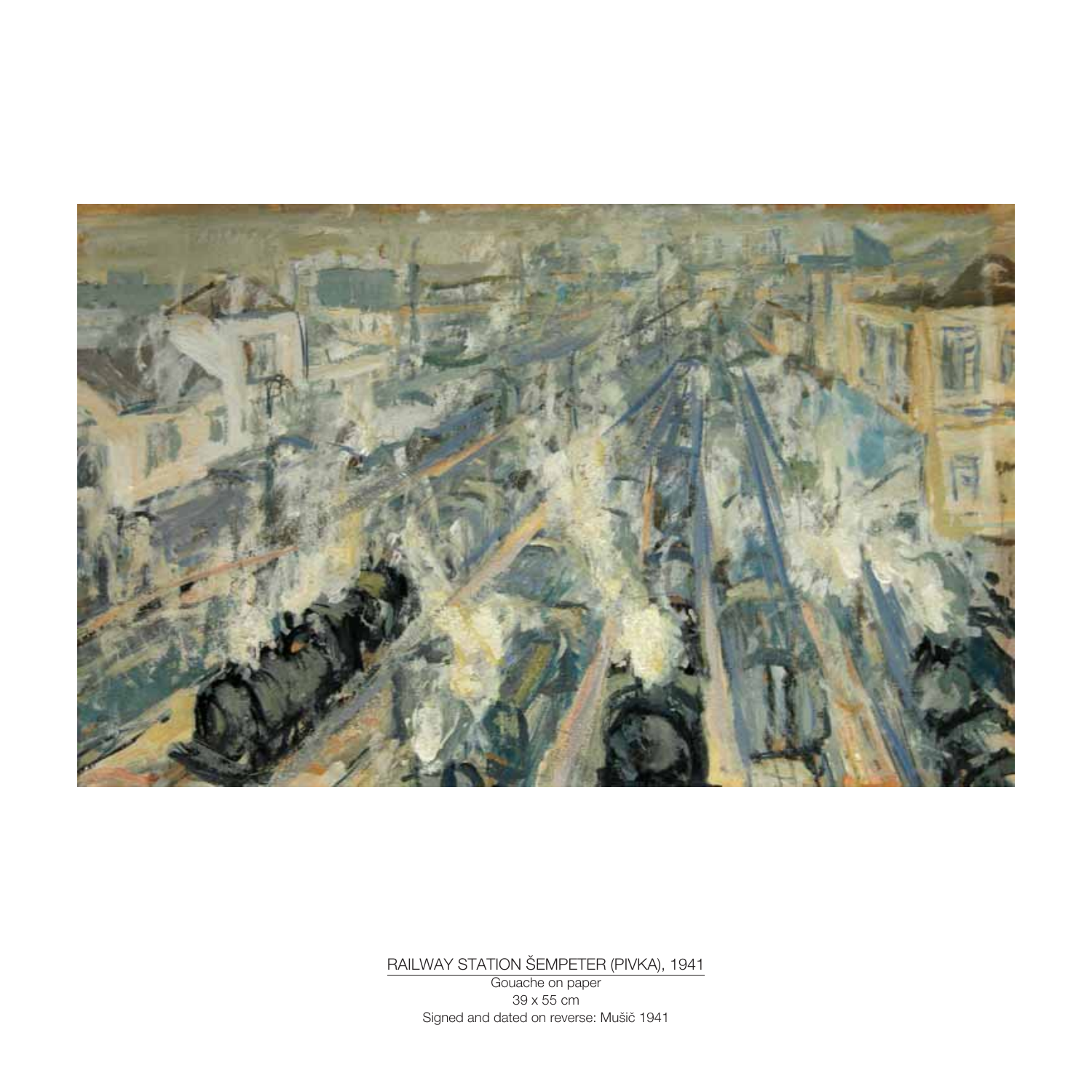RAILWAY STATION ŠEMPETER (PIVKA), 1941

Gouache on paper
39 x 55 cm
Signed and dated on reverse: Mušič 1941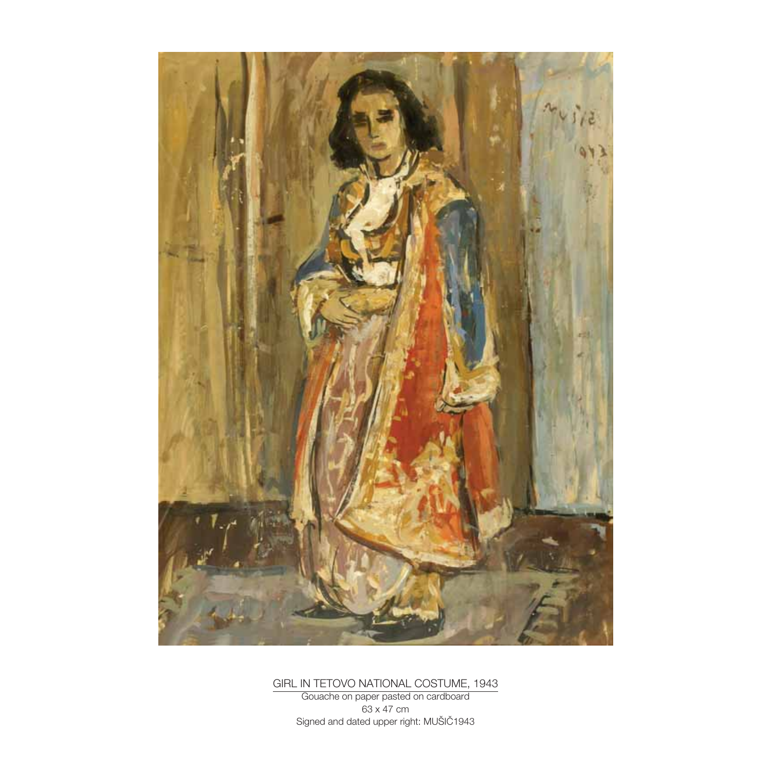GIRL IN TETOVO NATIONAL COSTUME, 1943

Gouache on paper pasted on cardboard

63 x 47 cm

Signed and dated upper right: MUŠIČ1943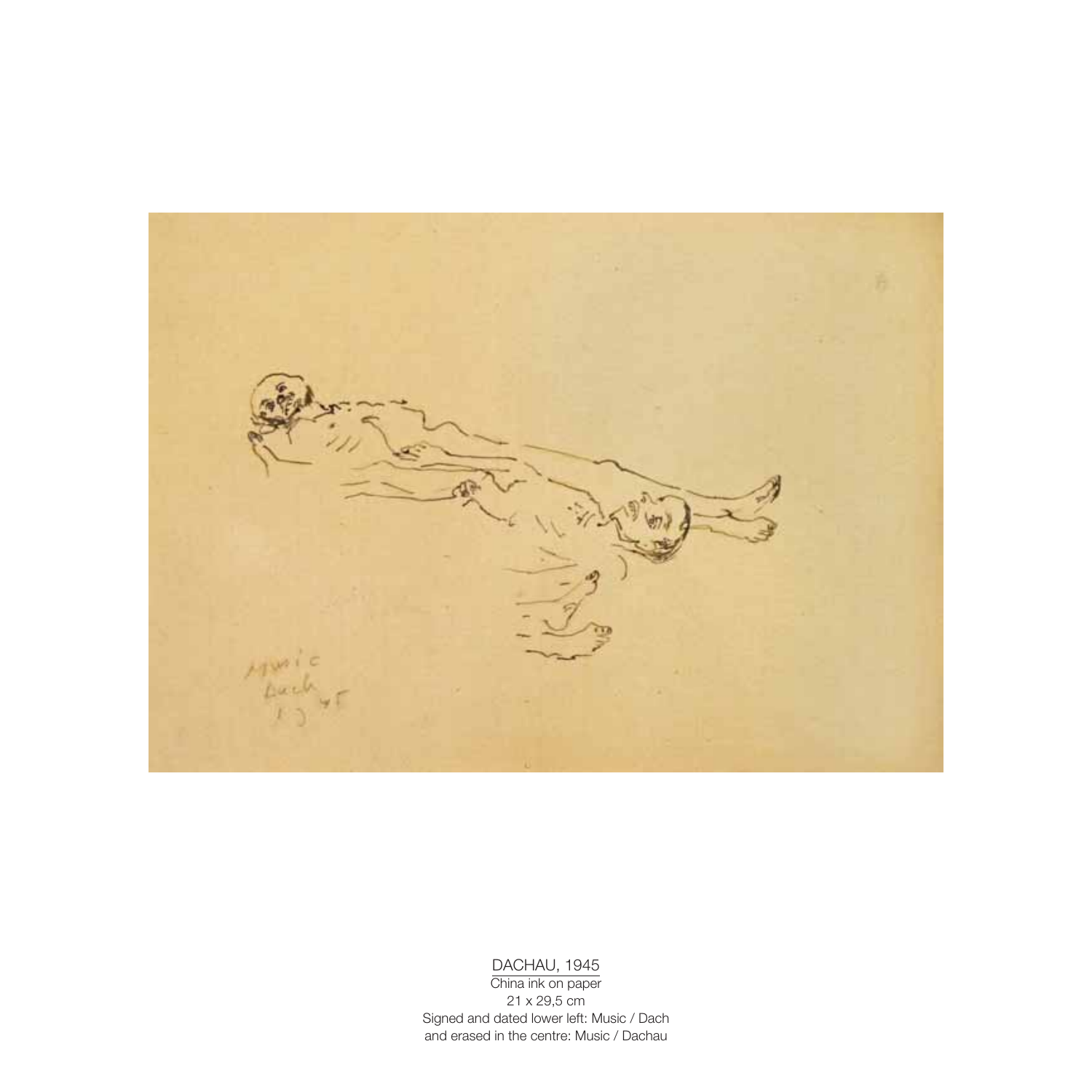DACHAU, 1945

China ink on paper

21 x 29,5 cm

Signed and dated lower left: Music / Dach

and erased in the centre: Music / Dachau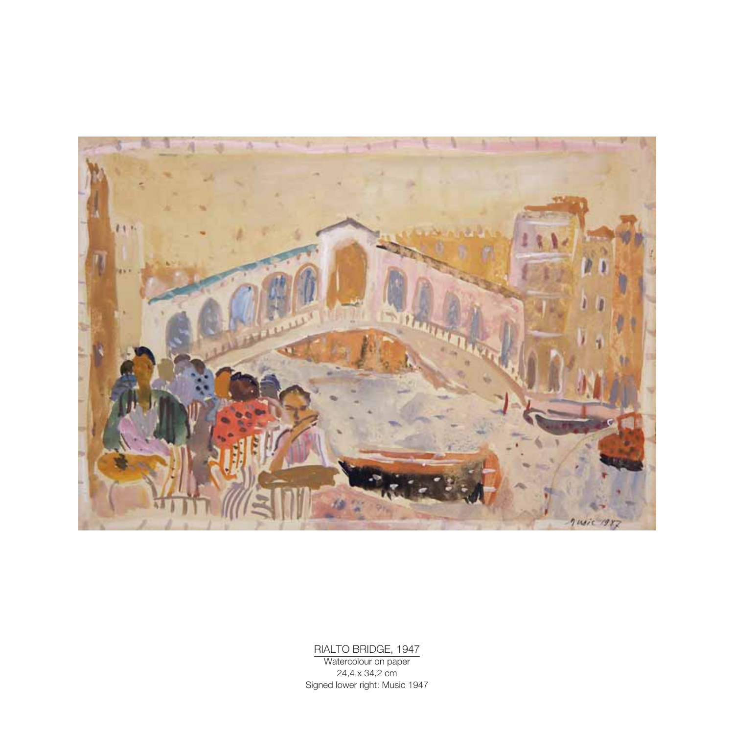RIALTO BRIDGE, 1947
Watercolour on paper
24,4 x 34,2 cm
Signed lower right: Music 1947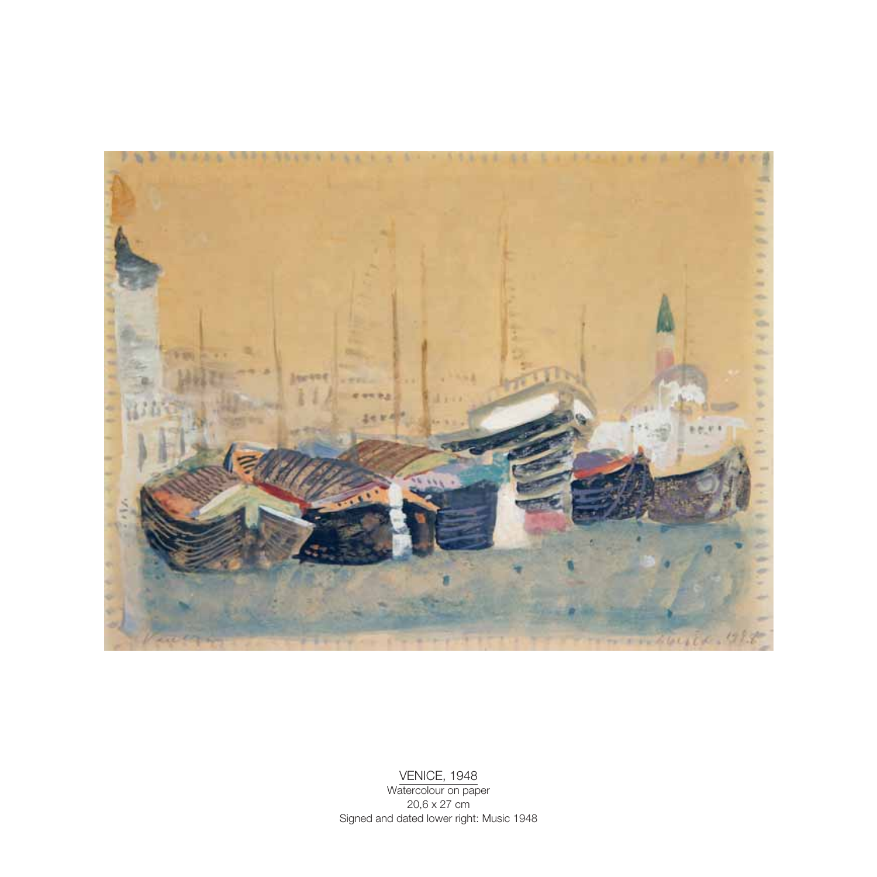VENICE, 1948

Watercolour on paper

20,6 x 27 cm

Signed and dated lower right: Music 1948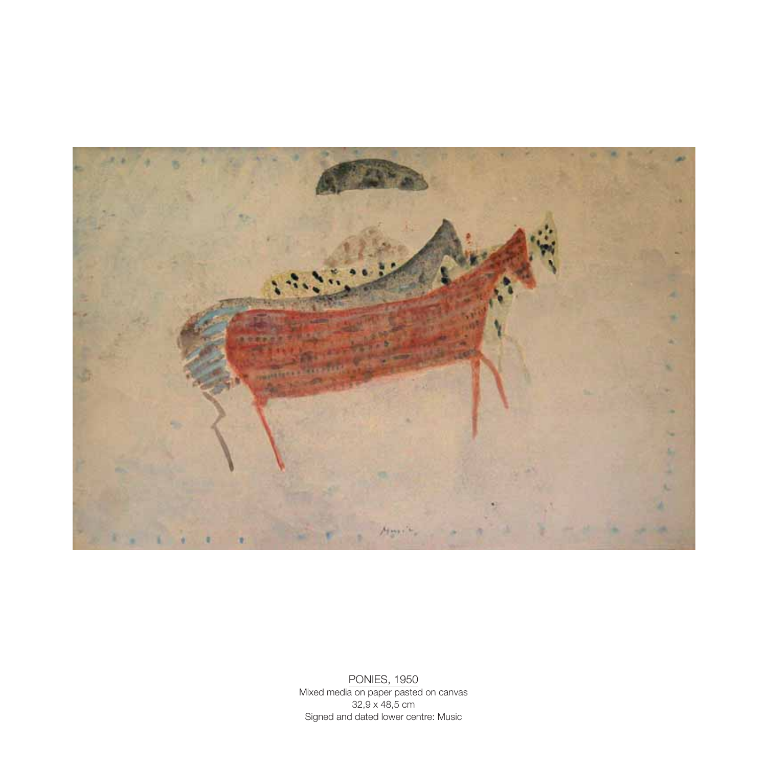PONIES, 1950
Mixed media on paper pasted on canvas
32,9 x 48,5 cm
Signed and dated lower centre: Music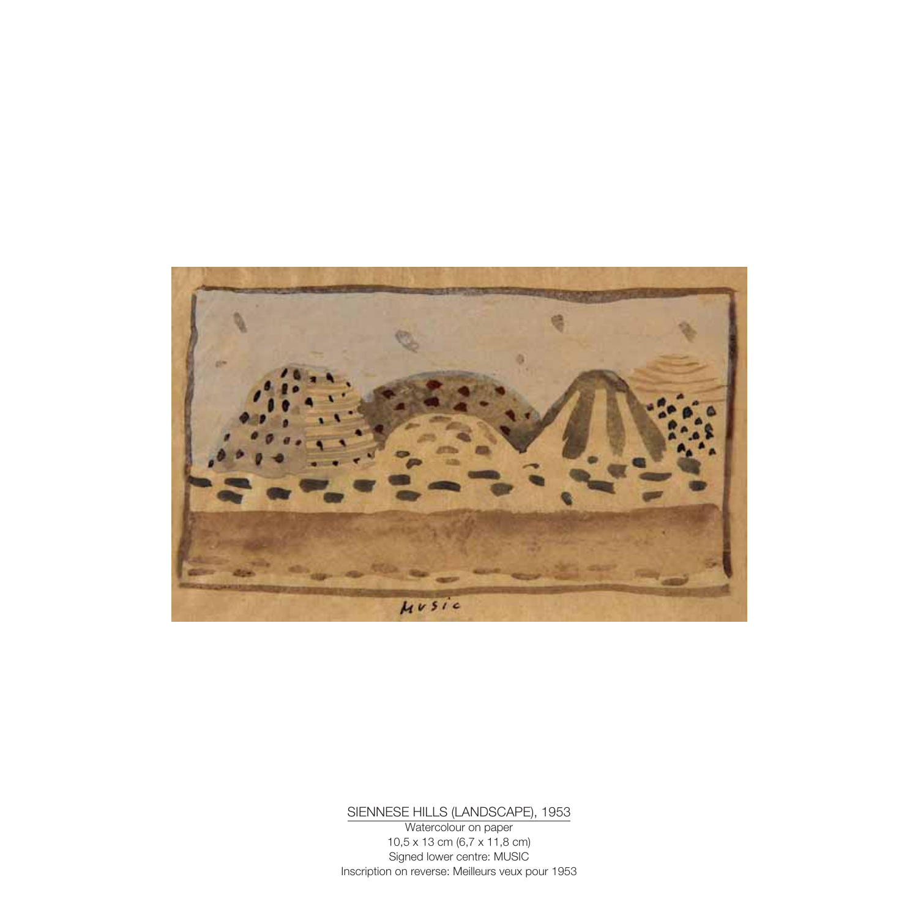SIENNESE HILLS (LANDSCAPE), 1953

Watercolour on paper
10,5 x 13 cm (6,7 x 11,8 cm)
Signed lower centre: MUSIC
Inscription on reverse: Meilleurs veux pour 1953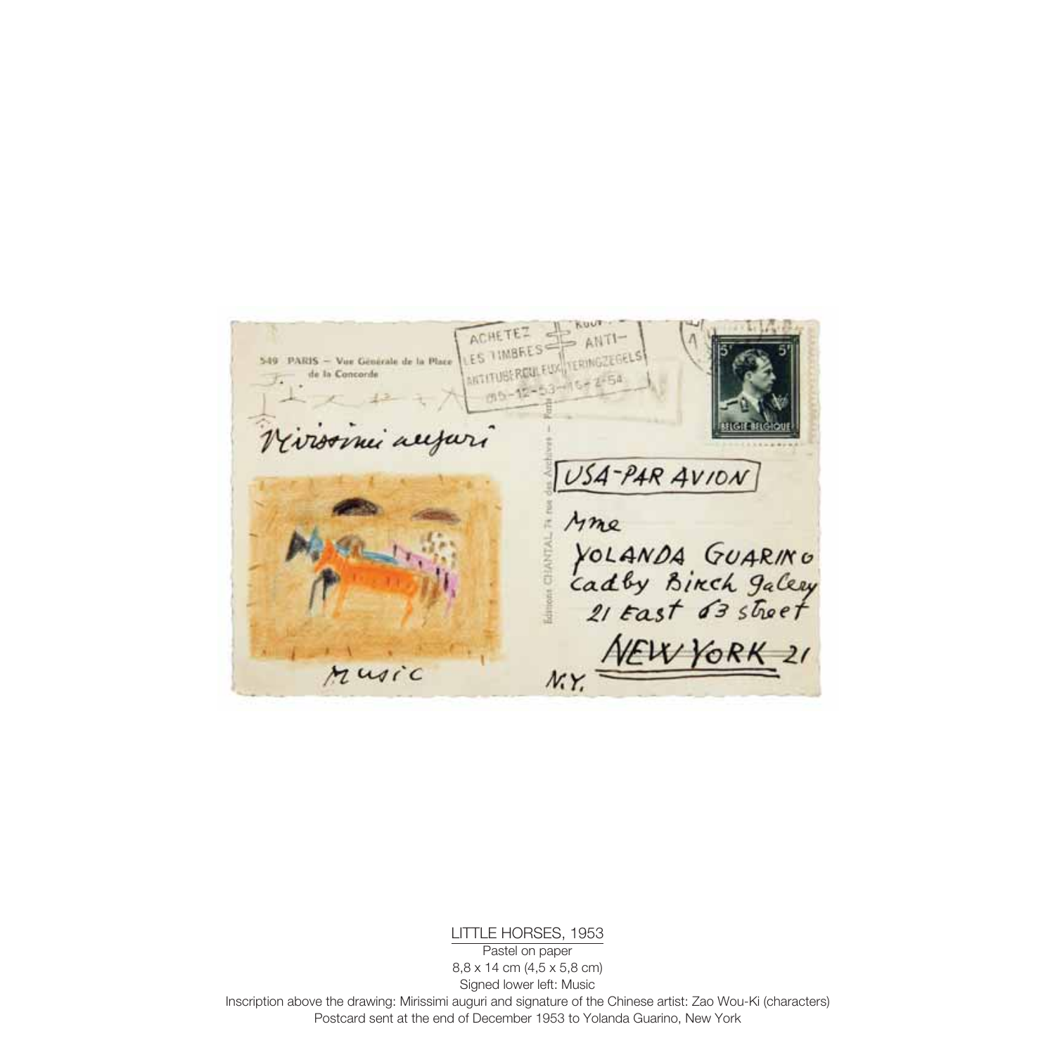LITTLE HORSES, 1953

Pastel on paper

8,8 x 14 cm (4,5 x 5,8 cm)

Signed lower left: Music

Inscription above the drawing: Mirissimi auguri and signature of the Chinese artist: Zao Wou-Ki (characters)

Postcard sent at the end of December 1953 to Yolanda Guarino, New York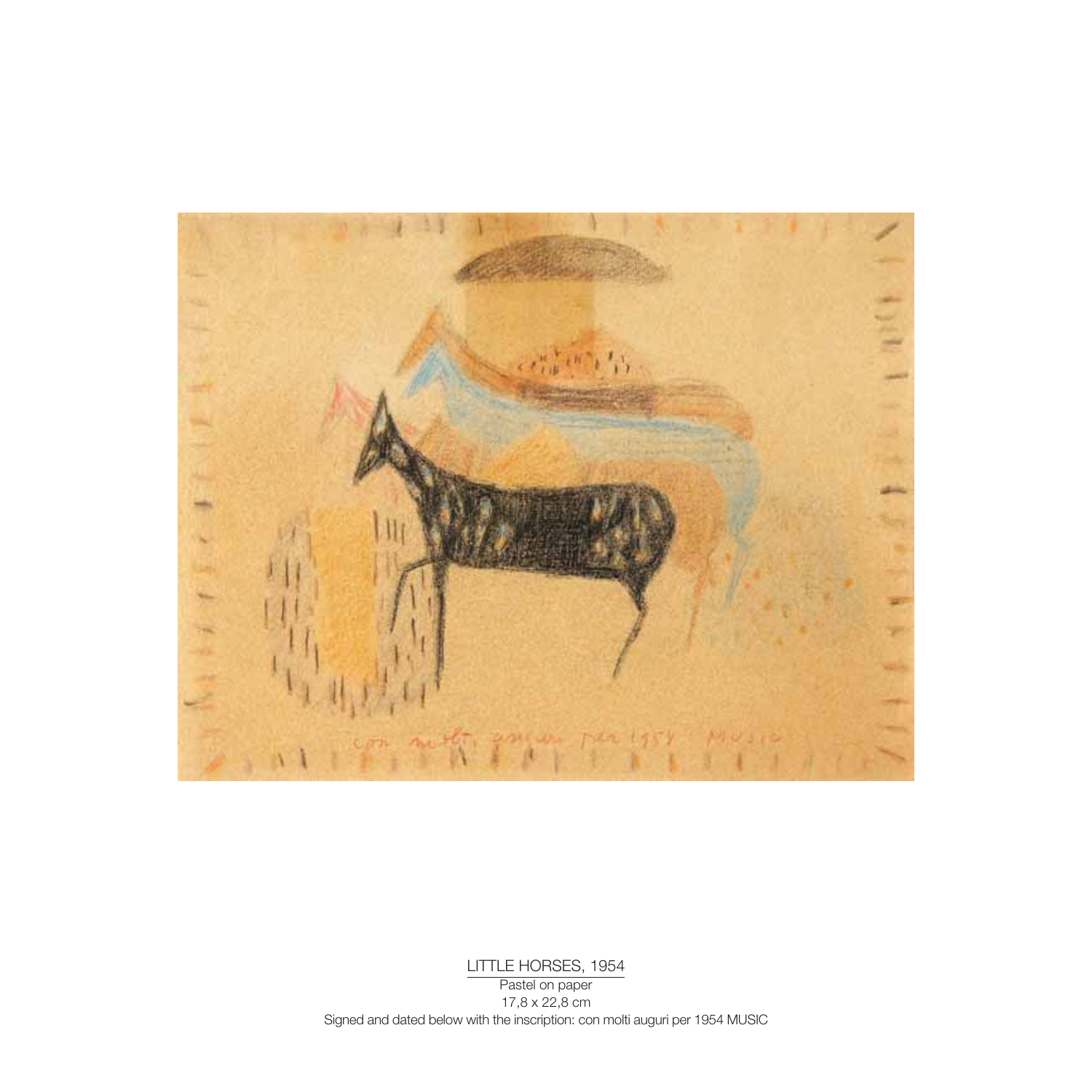LITTLE HORSES, 1954

Pastel on paper

17,8 x 22,8 cm

Signed and dated below with the inscription: con molti auguri per 1954 MUSIC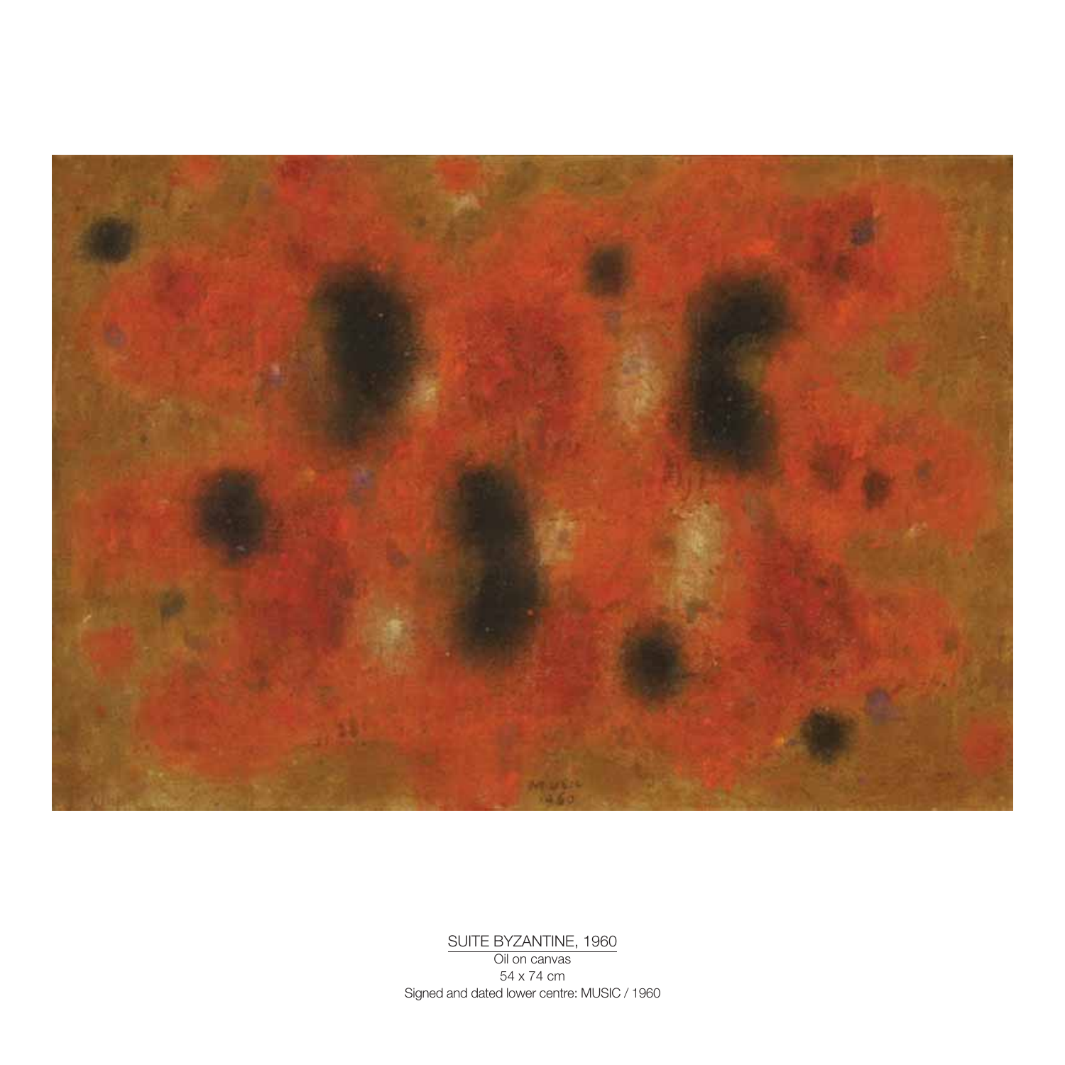SUITE BYZANTINE, 1960
Oil on canvas
54 x 74 cm
Signed and dated lower centre: MUSIC / 1960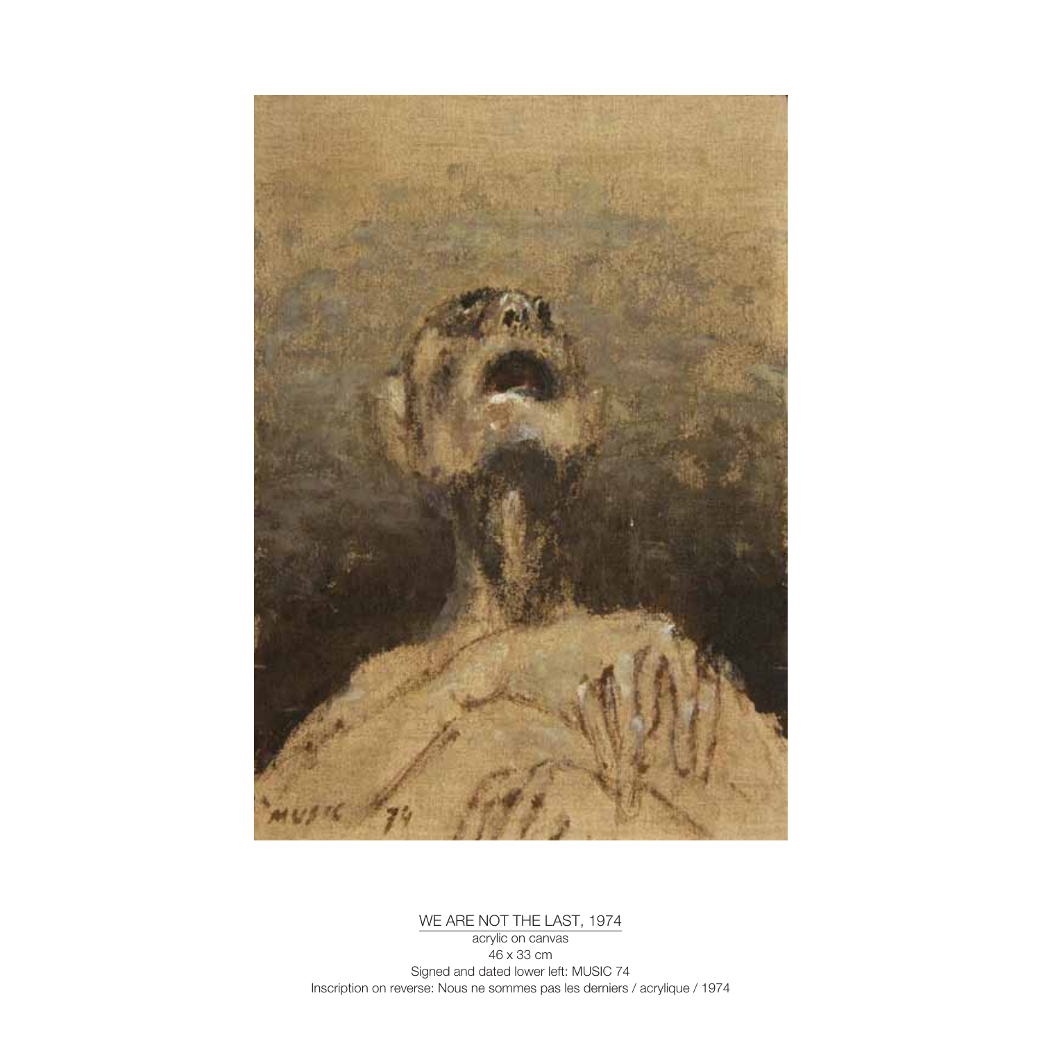WE ARE NOT THE LAST, 1974

acrylic on canvas

46 x 33 cm

Signed and dated lower left: MUSIC 74

Inscription on reverse: Nous ne sommes pas les derniers / acrylique / 1974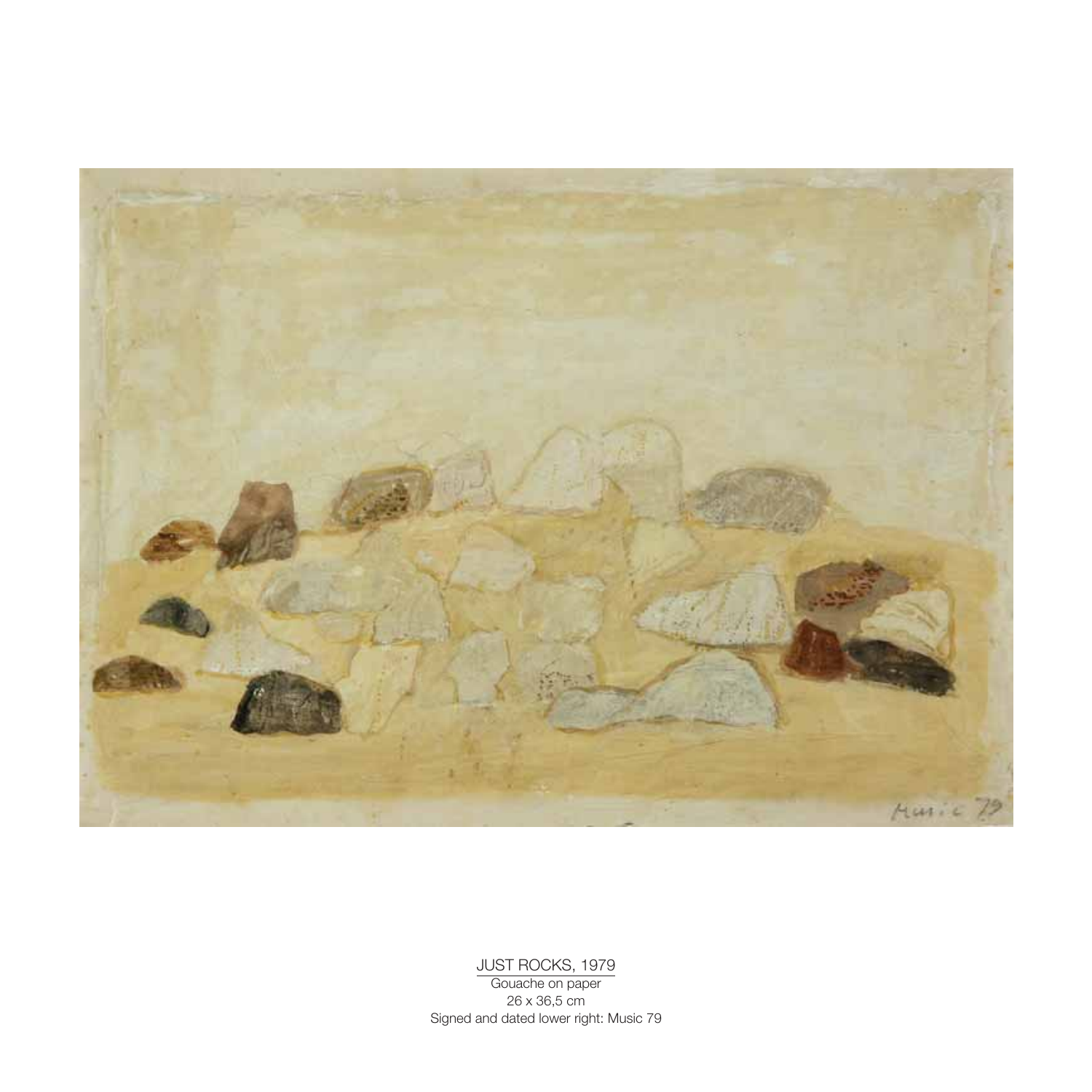JUST ROCKS, 1979

Gouache on paper

26 x 36,5 cm

Signed and dated lower right: Music 79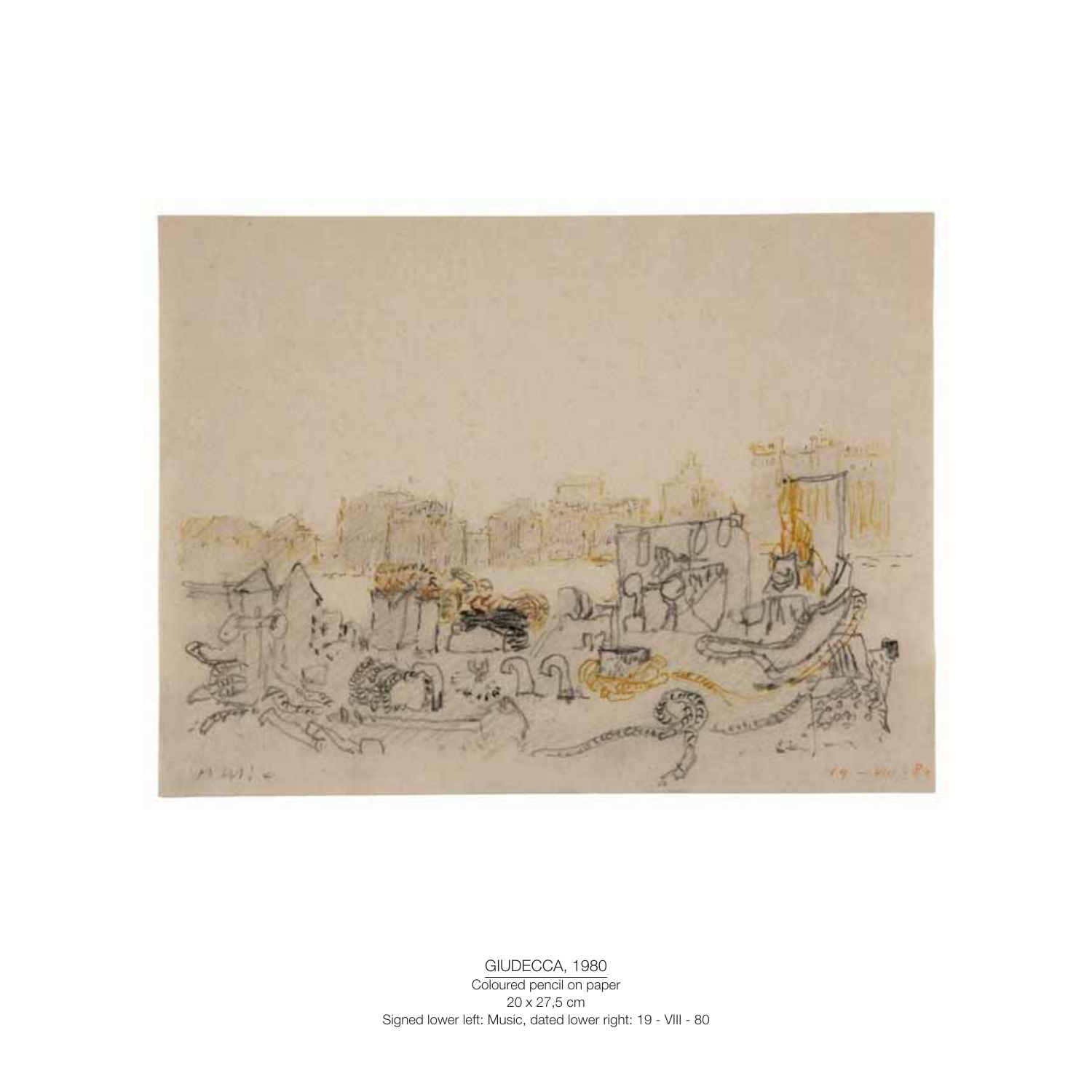GIUDECCA, 1980

Coloured pencil on paper

20 x 27,5 cm

Signed lower left: Music, dated lower right: 19 - VIII - 80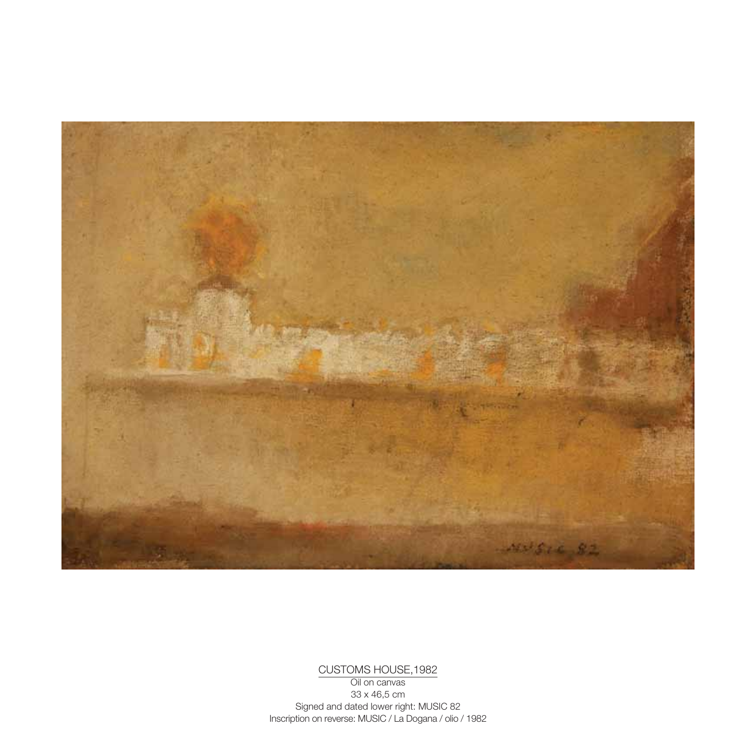CUSTOMS HOUSE,1982

Oil on canvas

33 x 46,5 cm

Signed and dated lower right: MUSIC 82

Inscription on reverse: MUSIC / La Dogana / olio / 1982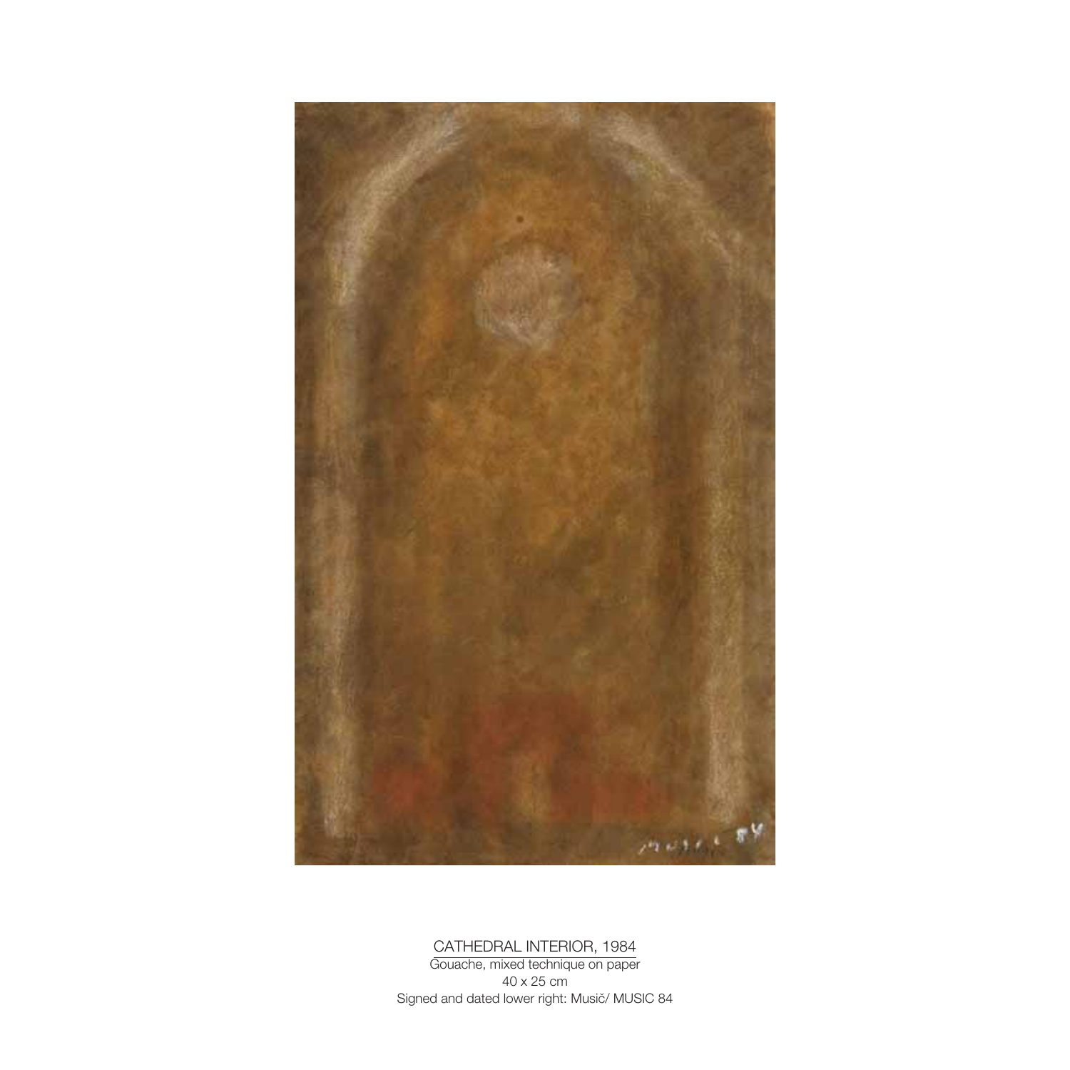CATHEDRAL INTERIOR, 1984

Gouache, mixed technique on paper

40 x 25 cm

Signed and dated lower right: Musič/ MUSIC 84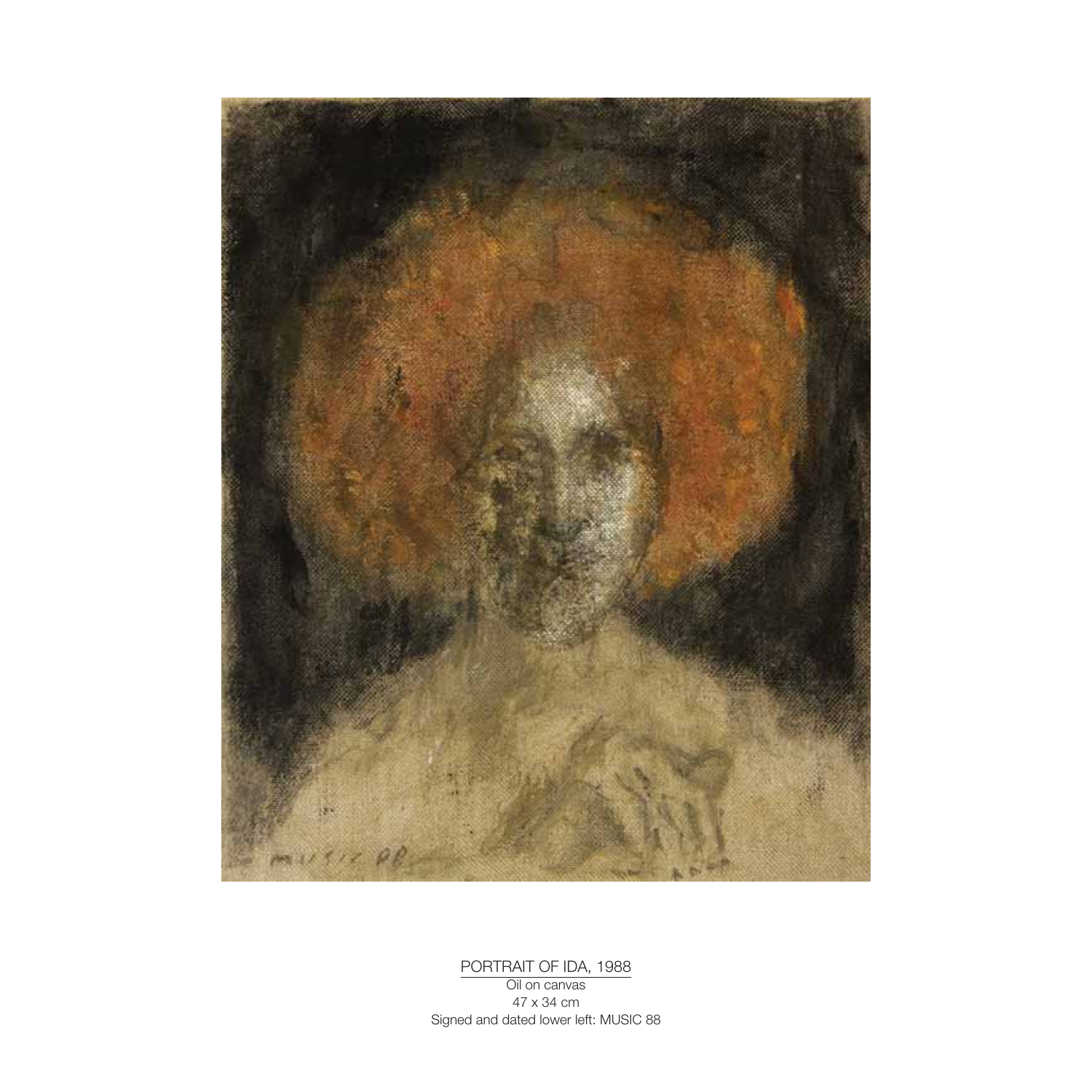PORTRAIT OF IDA, 1988

Oil on canvas
47 x 34 cm
Signed and dated lower left: MUSIC 88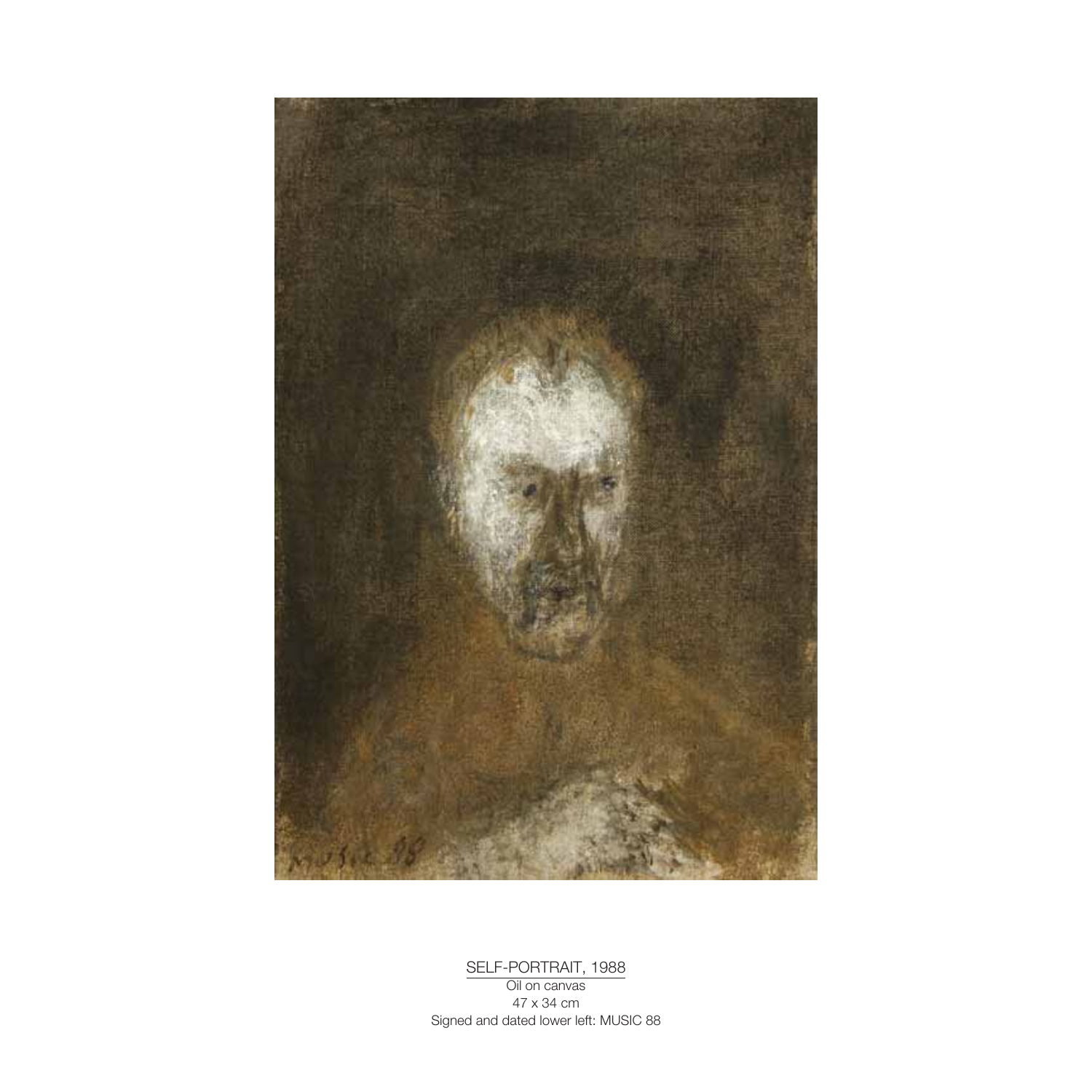SELF-PORTRAIT, 1988

Oil on canvas

47 x 34 cm

Signed and dated lower left: MUSIC 88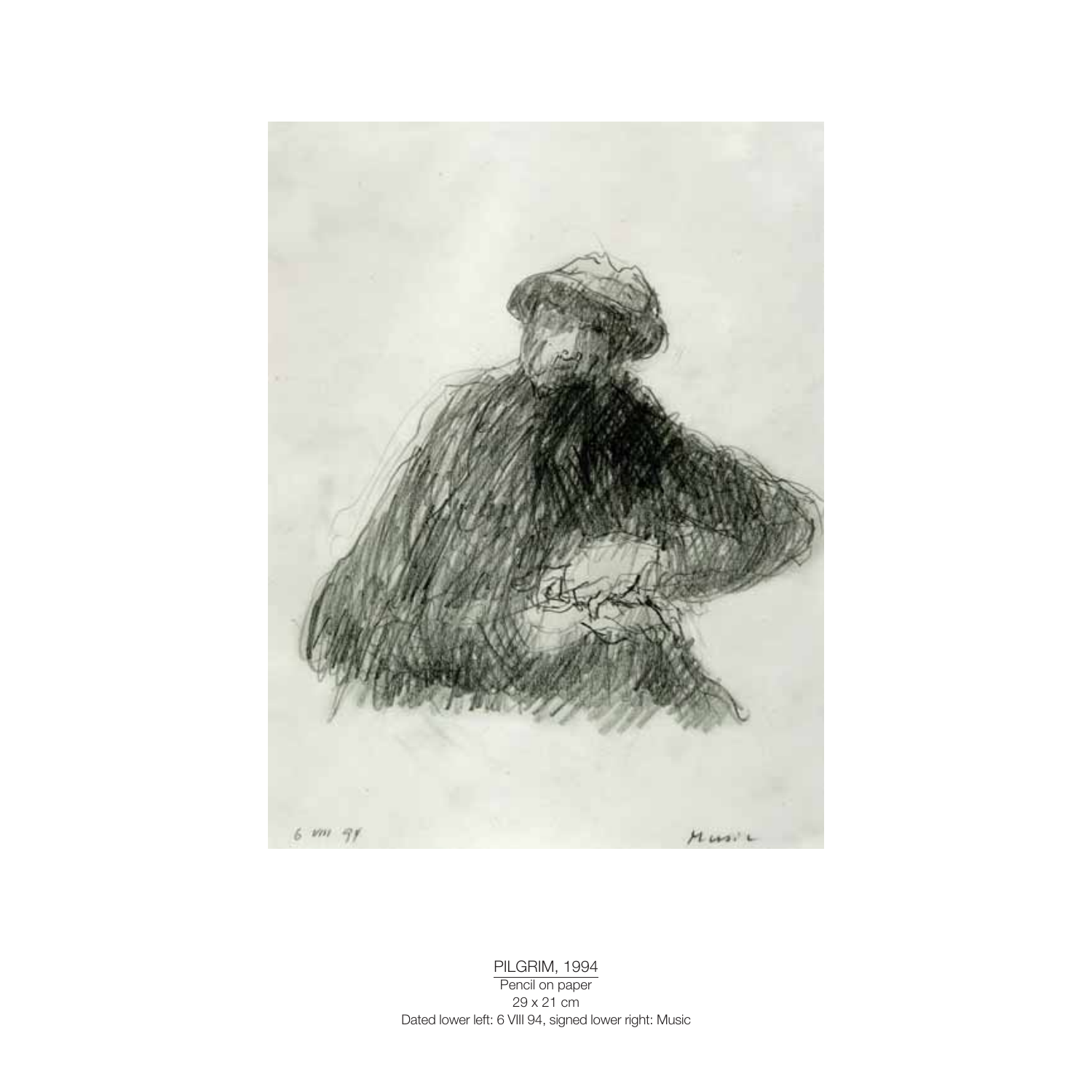PILGRIM, 1994

Pencil on paper

29 x 21 cm

Dated lower left: 6 VIII 94, signed lower right: Music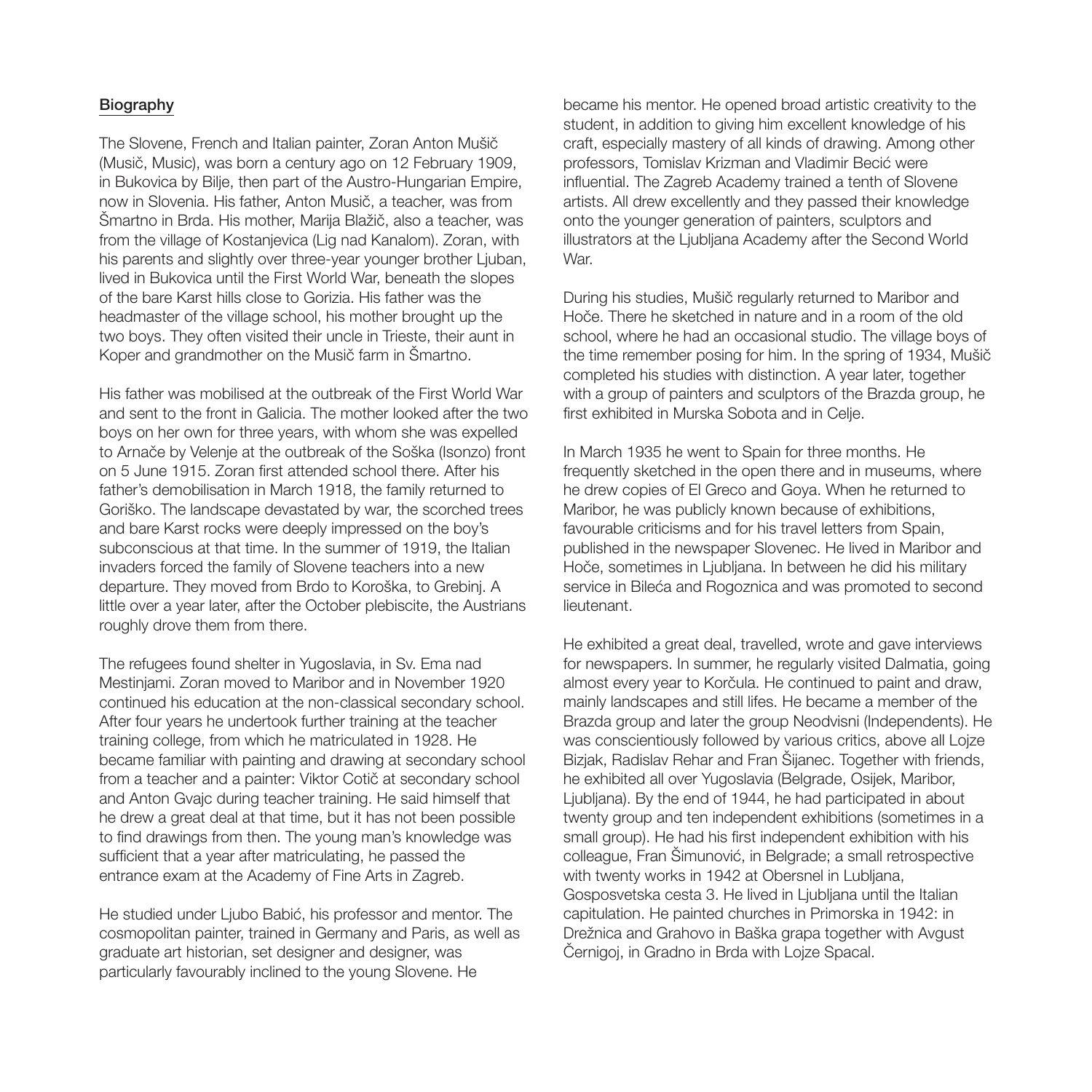## Biography

The Slovene, French and Italian painter, Zoran Anton Mušič (Musič, Music), was born a century ago on 12 February 1909, in Bukovica by Bilje, then part of the Austro-Hungarian Empire, now in Slovenia. His father, Anton Musič, a teacher, was from Šmartno in Brda. His mother, Marija Blažič, also a teacher, was from the village of Kostanjevica (Lig nad Kanalom). Zoran, with his parents and slightly over three-year younger brother Ljuban, lived in Bukovica until the First World War, beneath the slopes of the bare Karst hills close to Gorizia. His father was the headmaster of the village school, his mother brought up the two boys. They often visited their uncle in Trieste, their aunt in Koper and grandmother on the Musič farm in Šmartno.

His father was mobilised at the outbreak of the First World War and sent to the front in Galicia. The mother looked after the two boys on her own for three years, with whom she was expelled to Arnače by Velenje at the outbreak of the Soška (Isonzo) front on 5 June 1915. Zoran first attended school there. After his father's demobilisation in March 1918, the family returned to Goriško. The landscape devastated by war, the scorched trees and bare Karst rocks were deeply impressed on the boy's subconscious at that time. In the summer of 1919, the Italian invaders forced the family of Slovene teachers into a new departure. They moved from Brdo to Koroška, to Grebinj. A little over a year later, after the October plebiscite, the Austrians roughly drove them from there.

The refugees found shelter in Yugoslavia, in Sv. Ema nad Mestinjami. Zoran moved to Maribor and in November 1920 continued his education at the non-classical secondary school. After four years he undertook further training at the teacher training college, from which he matriculated in 1928. He became familiar with painting and drawing at secondary school from a teacher and a painter: Viktor Cotič at secondary school and Anton Gvajc during teacher training. He said himself that he drew a great deal at that time, but it has not been possible to find drawings from then. The young man's knowledge was sufficient that a year after matriculating, he passed the entrance exam at the Academy of Fine Arts in Zagreb.

He studied under Ljubo Babić, his professor and mentor. The cosmopolitan painter, trained in Germany and Paris, as well as graduate art historian, set designer and designer, was particularly favourably inclined to the young Slovene. He became his mentor. He opened broad artistic creativity to the student, in addition to giving him excellent knowledge of his craft, especially mastery of all kinds of drawing. Among other professors, Tomislav Krizman and Vladimir Becić were influential. The Zagreb Academy trained a tenth of Slovene artists. All drew excellently and they passed their knowledge onto the younger generation of painters, sculptors and illustrators at the Ljubljana Academy after the Second World War.

During his studies, Mušič regularly returned to Maribor and Hoče. There he sketched in nature and in a room of the old school, where he had an occasional studio. The village boys of the time remember posing for him. In the spring of 1934, Mušič completed his studies with distinction. A year later, together with a group of painters and sculptors of the Brazda group, he first exhibited in Murska Sobota and in Celje.

In March 1935 he went to Spain for three months. He frequently sketched in the open there and in museums, where he drew copies of El Greco and Goya. When he returned to Maribor, he was publicly known because of exhibitions, favourable criticisms and for his travel letters from Spain, published in the newspaper Slovenec. He lived in Maribor and Hoče, sometimes in Ljubljana. In between he did his military service in Bileća and Rogoznica and was promoted to second lieutenant.

He exhibited a great deal, travelled, wrote and gave interviews for newspapers. In summer, he regularly visited Dalmatia, going almost every year to Korčula. He continued to paint and draw, mainly landscapes and still lifes. He became a member of the Brazda group and later the group Neodvisni (Independents). He was conscientiously followed by various critics, above all Lojze Bizjak, Radislav Rehar and Fran Šijanec. Together with friends, he exhibited all over Yugoslavia (Belgrade, Osijek, Maribor, Ljubljana). By the end of 1944, he had participated in about twenty group and ten independent exhibitions (sometimes in a small group). He had his first independent exhibition with his colleague, Fran Šimunović, in Belgrade; a small retrospective with twenty works in 1942 at Obersnel in Lubljana, Gosposvetska cesta 3. He lived in Ljubljana until the Italian capitulation. He painted churches in Primorska in 1942: in Drežnica and Grahovo in Baška grapa together with Avgust Černigoj, in Gradno in Brda with Lojze Spacal.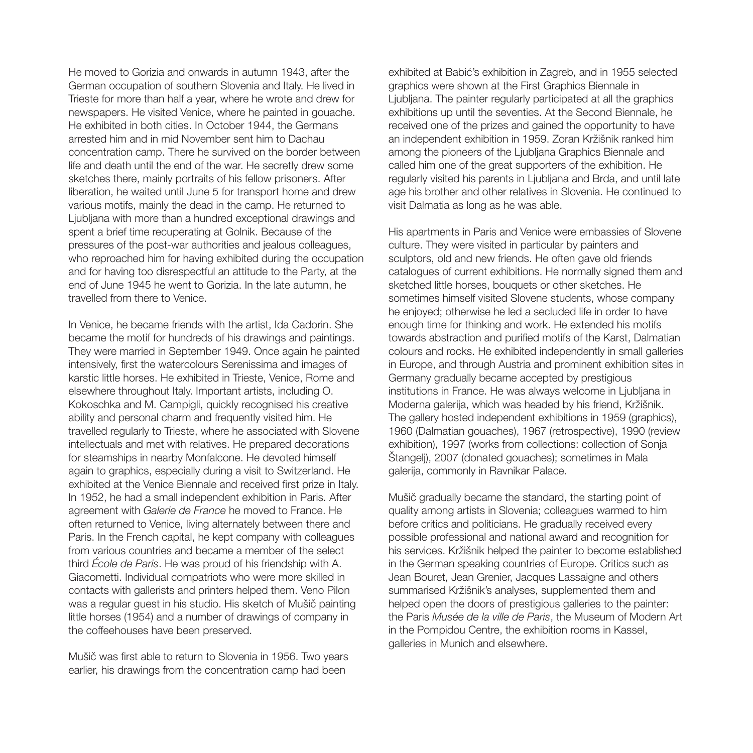He moved to Gorizia and onwards in autumn 1943, after the German occupation of southern Slovenia and Italy. He lived in Trieste for more than half a year, where he wrote and drew for newspapers. He visited Venice, where he painted in gouache. He exhibited in both cities. In October 1944, the Germans arrested him and in mid November sent him to Dachau concentration camp. There he survived on the border between life and death until the end of the war. He secretly drew some sketches there, mainly portraits of his fellow prisoners. After liberation, he waited until June 5 for transport home and drew various motifs, mainly the dead in the camp. He returned to Ljubljana with more than a hundred exceptional drawings and spent a brief time recuperating at Golnik. Because of the pressures of the post-war authorities and jealous colleagues, who reproached him for having exhibited during the occupation and for having too disrespectful an attitude to the Party, at the end of June 1945 he went to Gorizia. In the late autumn, he travelled from there to Venice.

In Venice, he became friends with the artist, Ida Cadorin. She became the motif for hundreds of his drawings and paintings. They were married in September 1949. Once again he painted intensively, first the watercolours Serenissima and images of karstic little horses. He exhibited in Trieste, Venice, Rome and elsewhere throughout Italy. Important artists, including O. Kokoschka and M. Campigli, quickly recognised his creative ability and personal charm and frequently visited him. He travelled regularly to Trieste, where he associated with Slovene intellectuals and met with relatives. He prepared decorations for steamships in nearby Monfalcone. He devoted himself again to graphics, especially during a visit to Switzerland. He exhibited at the Venice Biennale and received first prize in Italy. In 1952, he had a small independent exhibition in Paris. After agreement with *Galerie de France* he moved to France. He often returned to Venice, living alternately between there and Paris. In the French capital, he kept company with colleagues from various countries and became a member of the select third *École de Paris*. He was proud of his friendship with A. Giacometti. Individual compatriots who were more skilled in contacts with gallerists and printers helped them. Veno Pilon was a regular guest in his studio. His sketch of Mušič painting little horses (1954) and a number of drawings of company in the coffeehouses have been preserved.

Mušič was first able to return to Slovenia in 1956. Two years earlier, his drawings from the concentration camp had been exhibited at Babić's exhibition in Zagreb, and in 1955 selected graphics were shown at the First Graphics Biennale in Ljubljana. The painter regularly participated at all the graphics exhibitions up until the seventies. At the Second Biennale, he received one of the prizes and gained the opportunity to have an independent exhibition in 1959. Zoran Kržišnik ranked him among the pioneers of the Ljubljana Graphics Biennale and called him one of the great supporters of the exhibition. He regularly visited his parents in Ljubljana and Brda, and until late age his brother and other relatives in Slovenia. He continued to visit Dalmatia as long as he was able.

His apartments in Paris and Venice were embassies of Slovene culture. They were visited in particular by painters and sculptors, old and new friends. He often gave old friends catalogues of current exhibitions. He normally signed them and sketched little horses, bouquets or other sketches. He sometimes himself visited Slovene students, whose company he enjoyed; otherwise he led a secluded life in order to have enough time for thinking and work. He extended his motifs towards abstraction and purified motifs of the Karst, Dalmatian colours and rocks. He exhibited independently in small galleries in Europe, and through Austria and prominent exhibition sites in Germany gradually became accepted by prestigious institutions in France. He was always welcome in Ljubljana in Moderna galerija, which was headed by his friend, Kržišnik. The gallery hosted independent exhibitions in 1959 (graphics), 1960 (Dalmatian gouaches), 1967 (retrospective), 1990 (review exhibition), 1997 (works from collections: collection of Sonja Štangelj), 2007 (donated gouaches); sometimes in Mala galerija, commonly in Ravnikar Palace.

Mušič gradually became the standard, the starting point of quality among artists in Slovenia; colleagues warmed to him before critics and politicians. He gradually received every possible professional and national award and recognition for his services. Kržišnik helped the painter to become established in the German speaking countries of Europe. Critics such as Jean Bouret, Jean Grenier, Jacques Lassaigne and others summarised Kržišnik's analyses, supplemented them and helped open the doors of prestigious galleries to the painter: the Paris *Musée de la ville de Paris*, the Museum of Modern Art in the Pompidou Centre, the exhibition rooms in Kassel, galleries in Munich and elsewhere.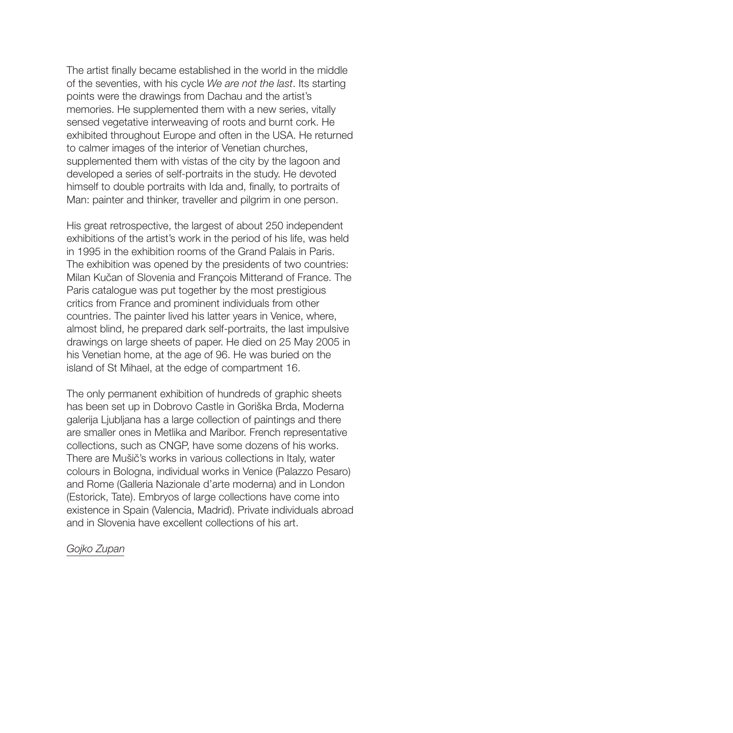The artist finally became established in the world in the middle of the seventies, with his cycle *We are not the last*. Its starting points were the drawings from Dachau and the artist's memories. He supplemented them with a new series, vitally sensed vegetative interweaving of roots and burnt cork. He exhibited throughout Europe and often in the USA. He returned to calmer images of the interior of Venetian churches, supplemented them with vistas of the city by the lagoon and developed a series of self-portraits in the study. He devoted himself to double portraits with Ida and, finally, to portraits of Man: painter and thinker, traveller and pilgrim in one person.

His great retrospective, the largest of about 250 independent exhibitions of the artist's work in the period of his life, was held in 1995 in the exhibition rooms of the Grand Palais in Paris. The exhibition was opened by the presidents of two countries: Milan Kučan of Slovenia and François Mitterand of France. The Paris catalogue was put together by the most prestigious critics from France and prominent individuals from other countries. The painter lived his latter years in Venice, where, almost blind, he prepared dark self-portraits, the last impulsive drawings on large sheets of paper. He died on 25 May 2005 in his Venetian home, at the age of 96. He was buried on the island of St Mihael, at the edge of compartment 16.

The only permanent exhibition of hundreds of graphic sheets has been set up in Dobrovo Castle in Goriška Brda, Moderna galerija Ljubljana has a large collection of paintings and there are smaller ones in Metlika and Maribor. French representative collections, such as CNGP, have some dozens of his works. There are Mušič's works in various collections in Italy, water colours in Bologna, individual works in Venice (Palazzo Pesaro) and Rome (Galleria Nazionale d'arte moderna) and in London (Estorick, Tate). Embryos of large collections have come into existence in Spain (Valencia, Madrid). Private individuals abroad and in Slovenia have excellent collections of his art.

*Gojko Zupan*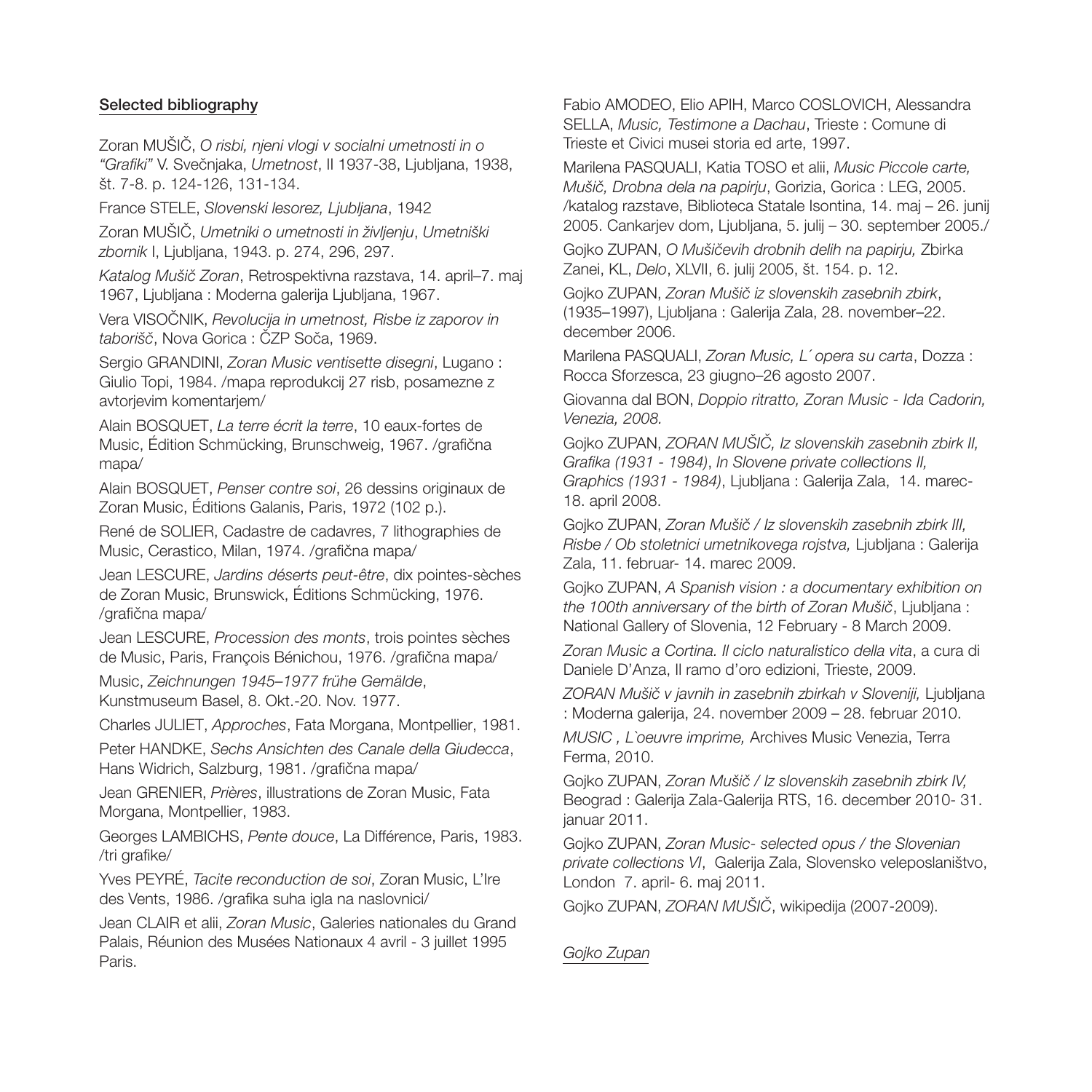**Selected bibliography**

Zoran MUŠIČ, *O risbi, njeni vlogi v socialni umetnosti in o "Grafiki"* V. Svečnjaka, *Umetnost*, II 1937-38, Ljubljana, 1938, št. 7-8. p. 124-126, 131-134.

France STELE, *Slovenski lesorez, Ljubljana*, 1942

Zoran MUŠIČ, *Umetniki o umetnosti in življenju*, *Umetniški zbornik* I, Ljubljana, 1943. p. 274, 296, 297.

*Katalog Mušič Zoran*, Retrospektivna razstava, 14. april–7. maj 1967, Ljubljana : Moderna galerija Ljubljana, 1967.

Vera VISOČNIK, *Revolucija in umetnost, Risbe iz zaporov in taborišč*, Nova Gorica : ČZP Soča, 1969.

Sergio GRANDINI, *Zoran Music ventisette disegni*, Lugano : Giulio Topi, 1984. /mapa reprodukcij 27 risb, posamezne z avtorjevim komentarjem/

Alain BOSQUET, *La terre écrit la terre*, 10 eaux-fortes de Music, Édition Schmücking, Brunschweig, 1967. /grafična mapa/

Alain BOSQUET, *Penser contre soi*, 26 dessins originaux de Zoran Music, Éditions Galanis, Paris, 1972 (102 p.).

René de SOLIER, Cadastre de cadavres, 7 lithographies de Music, Cerastico, Milan, 1974. /grafična mapa/

Jean LESCURE, *Jardins déserts peut-être*, dix pointes-sèches de Zoran Music, Brunswick, Éditions Schmücking, 1976. /grafična mapa/

Jean LESCURE, *Procession des monts*, trois pointes sèches de Music, Paris, François Bénichou, 1976. /grafična mapa/

Music, *Zeichnungen 1945–1977 frühe Gemälde*, Kunstmuseum Basel, 8. Okt.-20. Nov. 1977.

Charles JULIET, *Approches*, Fata Morgana, Montpellier, 1981.

Peter HANDKE, *Sechs Ansichten des Canale della Giudecca*, Hans Widrich, Salzburg, 1981. /grafična mapa/

Jean GRENIER, *Prières*, illustrations de Zoran Music, Fata Morgana, Montpellier, 1983.

Georges LAMBICHS, *Pente douce*, La Différence, Paris, 1983. /tri grafike/

Yves PEYRÉ, *Tacite reconduction de soi*, Zoran Music, L'Ire des Vents, 1986. /grafika suha igla na naslovnici/

Jean CLAIR et alii, *Zoran Music*, Galeries nationales du Grand Palais, Réunion des Musées Nationaux 4 avril - 3 juillet 1995 Paris.

Fabio AMODEO, Elio APIH, Marco COSLOVICH, Alessandra SELLA, *Music, Testimone a Dachau*, Trieste : Comune di Trieste et Civici musei storia ed arte, 1997.

Marilena PASQUALI, Katia TOSO et alii, *Music Piccole carte, Mušič, Drobna dela na papirju*, Gorizia, Gorica : LEG, 2005. /katalog razstave, Biblioteca Statale Isontina, 14. maj – 26. junij 2005. Cankarjev dom, Ljubljana, 5. julij – 30. september 2005./

Gojko ZUPAN, *O Mušičevih drobnih delih na papirju,* Zbirka Zanei, KL, *Delo*, XLVII, 6. julij 2005, št. 154. p. 12.

Gojko ZUPAN, *Zoran Mušič iz slovenskih zasebnih zbirk*, (1935–1997), Ljubljana : Galerija Zala, 28. november–22. december 2006.

Marilena PASQUALI, *Zoran Music, L´opera su carta*, Dozza : Rocca Sforzesca, 23 giugno–26 agosto 2007.

Giovanna dal BON, *Doppio ritratto, Zoran Music - Ida Cadorin, Venezia, 2008.*

Gojko ZUPAN, *ZORAN MUŠIČ, Iz slovenskih zasebnih zbirk II, Grafika (1931 - 1984)*, *In Slovene private collections II, Graphics (1931 - 1984)*, Ljubljana : Galerija Zala, 14. marec-18. april 2008.

Gojko ZUPAN, *Zoran Mušič / Iz slovenskih zasebnih zbirk III, Risbe / Ob stoletnici umetnikovega rojstva,* Ljubljana : Galerija Zala, 11. februar- 14. marec 2009.

Gojko ZUPAN, *A Spanish vision : a documentary exhibition on the 100th anniversary of the birth of Zoran Mušič*, Ljubljana : National Gallery of Slovenia, 12 February - 8 March 2009.

*Zoran Music a Cortina. Il ciclo naturalistico della vita*, a cura di Daniele D'Anza, Il ramo d'oro edizioni, Trieste, 2009.

*ZORAN Mušič v javnih in zasebnih zbirkah v Sloveniji,* Ljubljana : Moderna galerija, 24. november 2009 – 28. februar 2010.

*MUSIC , L`oeuvre imprime,* Archives Music Venezia, Terra Ferma, 2010.

Gojko ZUPAN, *Zoran Mušič / Iz slovenskih zasebnih zbirk IV,* Beograd : Galerija Zala-Galerija RTS, 16. december 2010- 31. januar 2011.

Gojko ZUPAN, *Zoran Music- selected opus / the Slovenian private collections VI*, Galerija Zala, Slovensko veleposlaništvo, London 7. april- 6. maj 2011.

Gojko ZUPAN, *ZORAN MUŠIČ*, wikipedija (2007-2009).

*Gojko Zupan*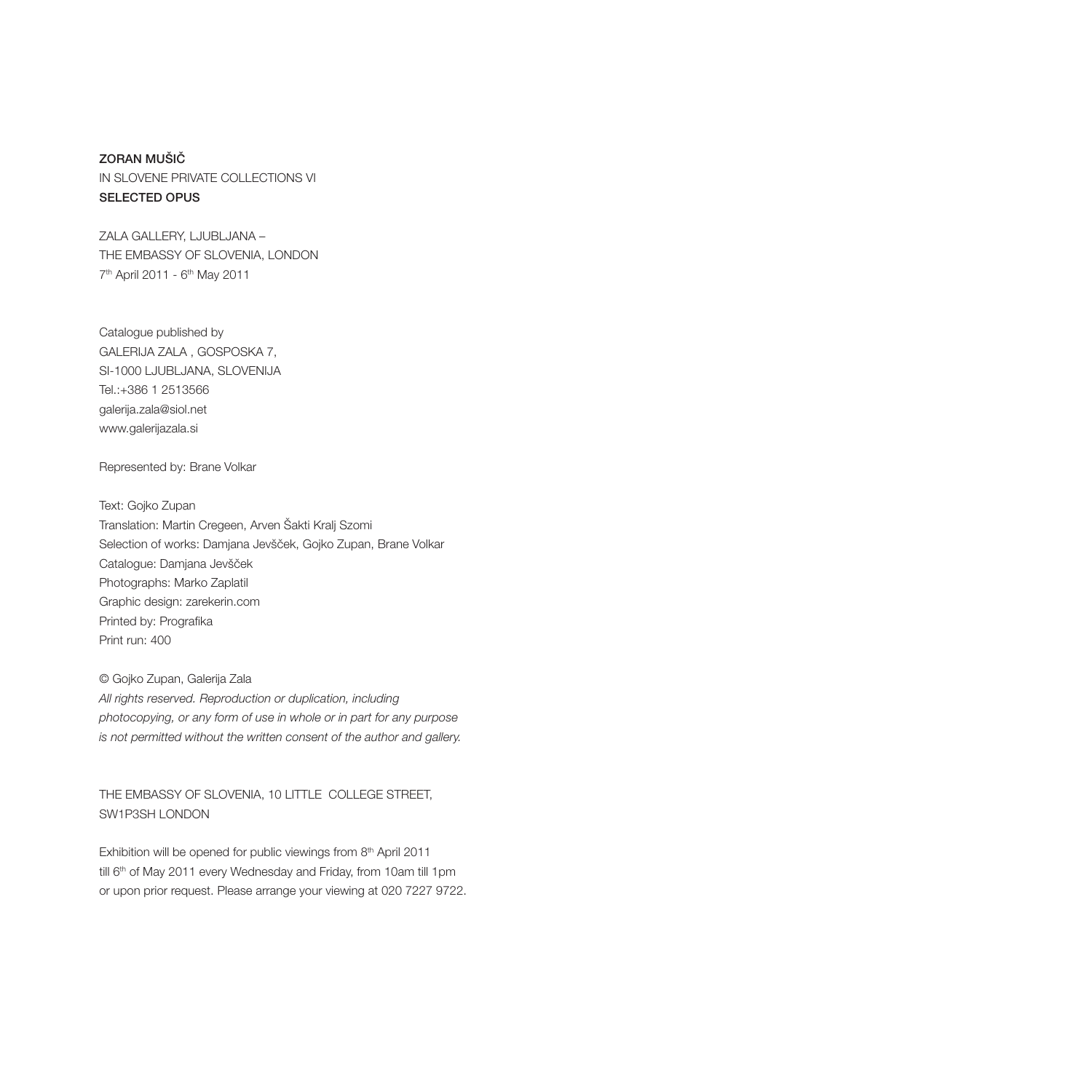**ZORAN MUŠIČ**
IN SLOVENE PRIVATE COLLECTIONS VI
**SELECTED OPUS**

ZALA GALLERY, LJUBLJANA –
THE EMBASSY OF SLOVENIA, LONDON
7th April 2011 - 6th May 2011

Catalogue published by
GALERIJA ZALA , GOSPOSKA 7,
SI-1000 LJUBLJANA, SLOVENIJA
Tel.:+386 1 2513566
galerija.zala@siol.net
www.galerijazala.si

Represented by: Brane Volkar

Text: Gojko Zupan
Translation: Martin Cregeen, Arven Šakti Kralj Szomi
Selection of works: Damjana Jevšček, Gojko Zupan, Brane Volkar
Catalogue: Damjana Jevšček
Photographs: Marko Zaplatil
Graphic design: zarekerin.com
Printed by: Prografika
Print run: 400

© Gojko Zupan, Galerija Zala
*All rights reserved. Reproduction or duplication, including photocopying, or any form of use in whole or in part for any purpose is not permitted without the written consent of the author and gallery.*

THE EMBASSY OF SLOVENIA, 10 LITTLE COLLEGE STREET,
SW1P3SH LONDON

Exhibition will be opened for public viewings from 8th April 2011 till 6th of May 2011 every Wednesday and Friday, from 10am till 1pm or upon prior request. Please arrange your viewing at 020 7227 9722.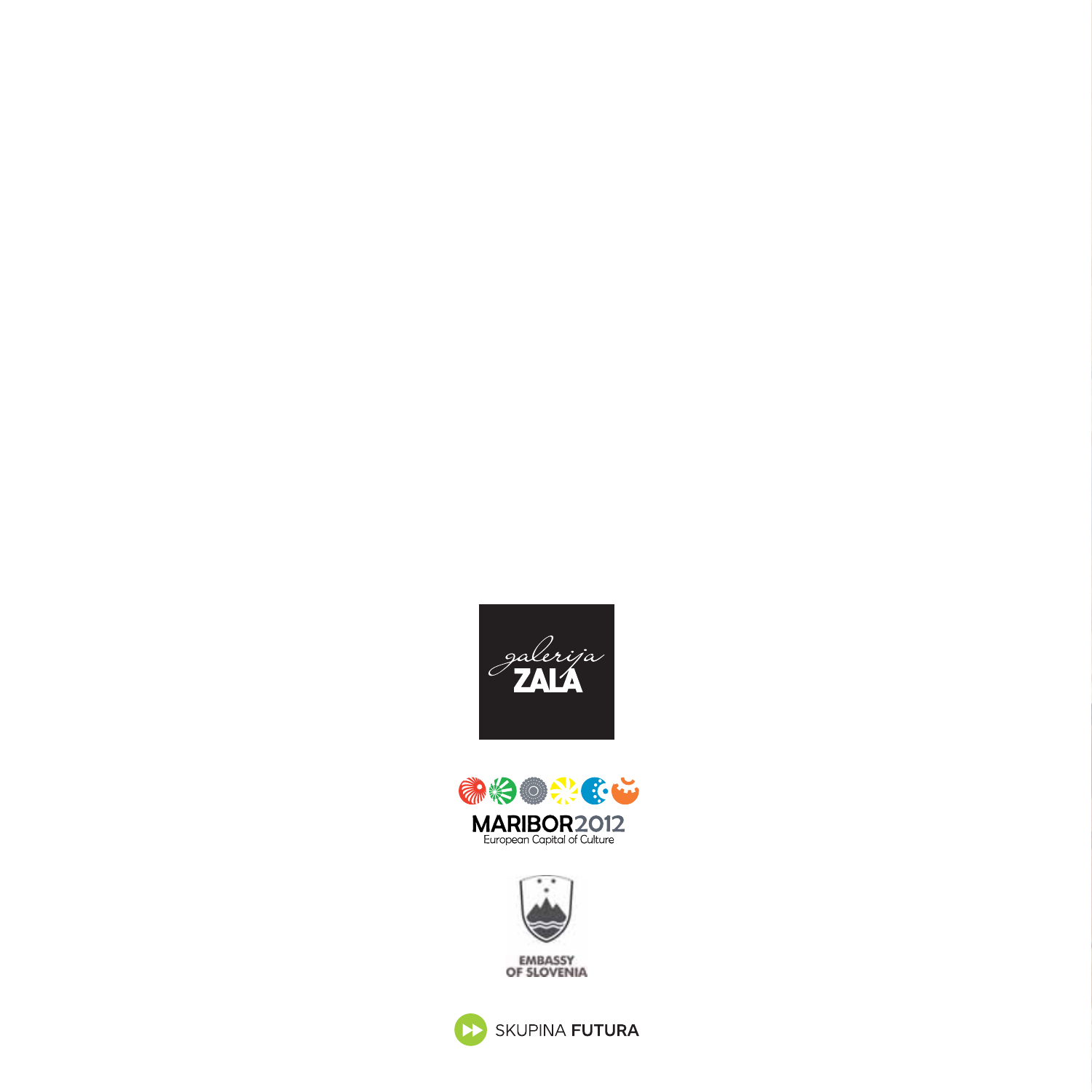galerija ZALA

MARIBOR2012
European Capital of Culture

EMBASSY
OF SLOVENIA

SKUPINA FUTURA